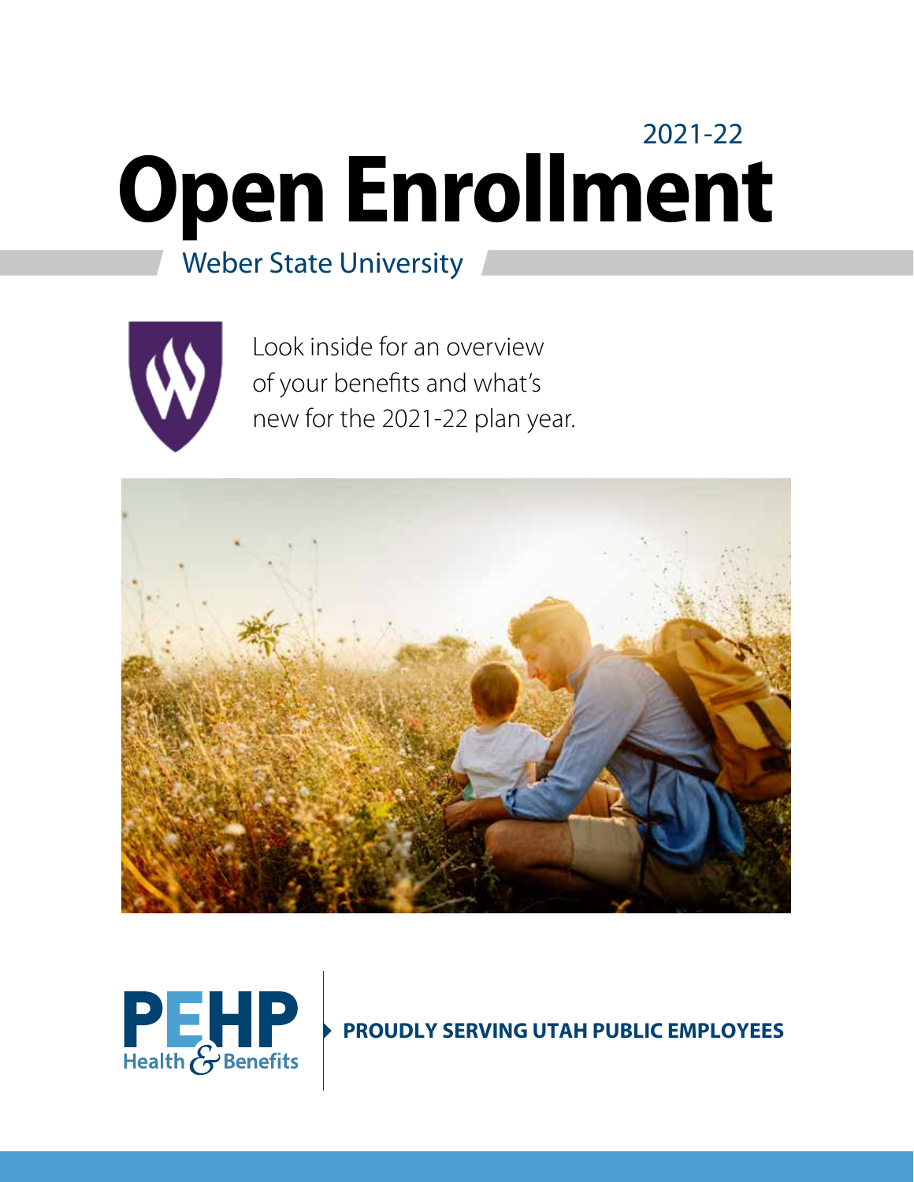2021-22

# Open Enrollment

## Weber State University

Look inside for an overview of your benefits and what's new for the 2021-22 plan year.

PEHP Health & Benefits

**PROUDLY SERVING UTAH PUBLIC EMPLOYEES**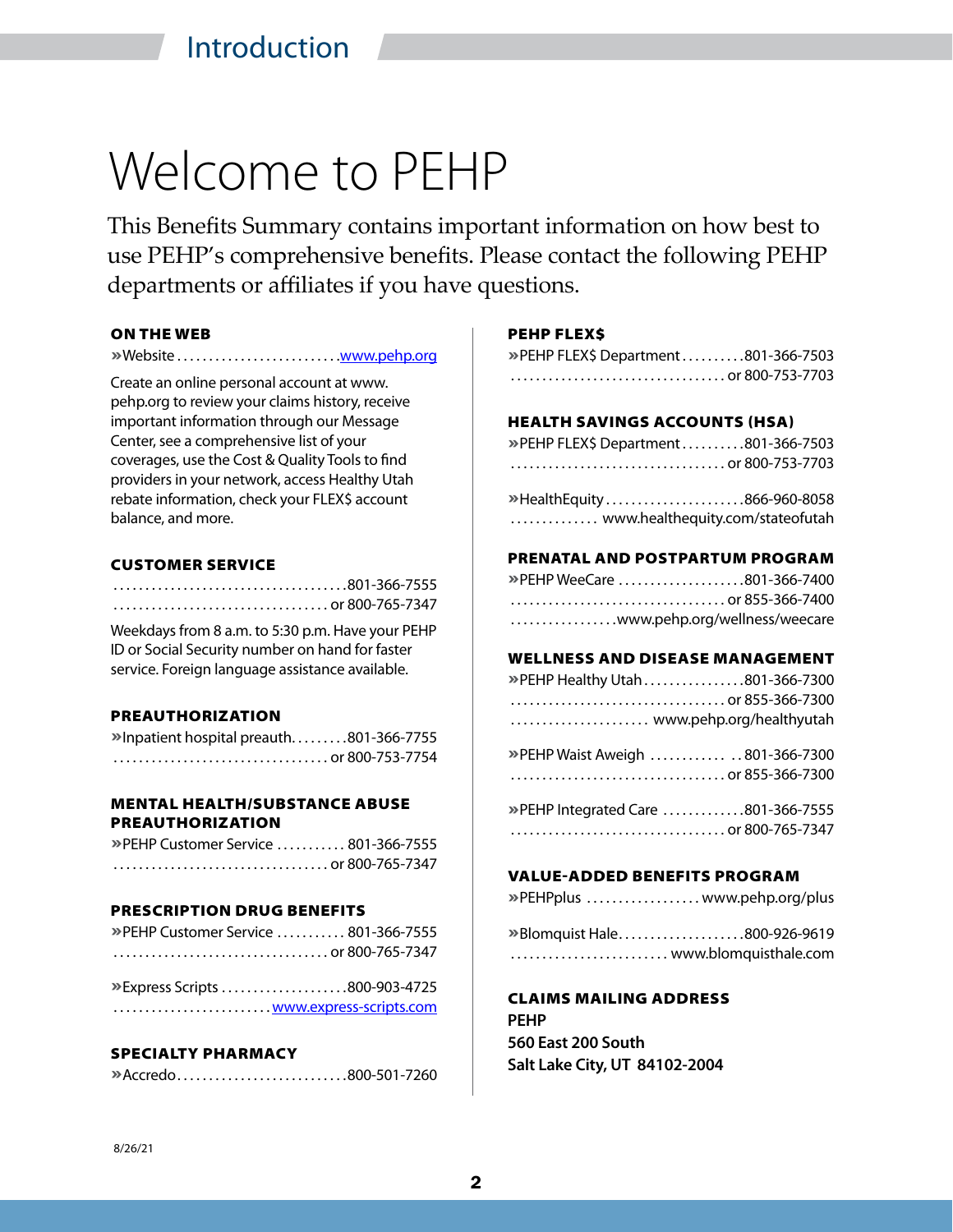# Welcome to PEHP

This Benefits Summary contains important information on how best to use PEHP's comprehensive benefits. Please contact the following PEHP departments or affiliates if you have questions.

### ON THE WEB

» Website .......................... www.pehp.org

Create an online personal account at www.pehp.org to review your claims history, receive important information through our Message Center, see a comprehensive list of your coverages, use the Cost & Quality Tools to find providers in your network, access Healthy Utah rebate information, check your FLEX$ account balance, and more.

### CUSTOMER SERVICE

.................................... 801-366-7555
.................................... or 800-765-7347

Weekdays from 8 a.m. to 5:30 p.m. Have your PEHP ID or Social Security number on hand for faster service. Foreign language assistance available.

### PREAUTHORIZATION

» Inpatient hospital preauth. ......... 801-366-7755
.................................... or 800-753-7754

### MENTAL HEALTH/SUBSTANCE ABUSE PREAUTHORIZATION

» PEHP Customer Service ........... 801-366-7555
.................................... or 800-765-7347

### PRESCRIPTION DRUG BENEFITS

» PEHP Customer Service ........... 801-366-7555
.................................... or 800-765-7347

» Express Scripts .................... 800-903-4725
.................................... www.express-scripts.com

### SPECIALTY PHARMACY

» Accredo .......................... 800-501-7260

### PEHP FLEX$

» PEHP FLEX$ Department .......... 801-366-7503
.................................... or 800-753-7703

### HEALTH SAVINGS ACCOUNTS (HSA)

» PEHP FLEX$ Department .......... 801-366-7503
.................................... or 800-753-7703

» HealthEquity ...................... 866-960-8058
............. www.healthequity.com/stateofutah

### PRENATAL AND POSTPARTUM PROGRAM

» PEHP WeeCare .................... 801-366-7400
.................................... or 855-366-7400
................ www.pehp.org/wellness/weecare

### WELLNESS AND DISEASE MANAGEMENT

» PEHP Healthy Utah ................ 801-366-7300
.................................... or 855-366-7300
...................... www.pehp.org/healthyutah

» PEHP Waist Aweigh .............. 801-366-7300
.................................... or 855-366-7300

» PEHP Integrated Care ............ 801-366-7555
.................................... or 800-765-7347

### VALUE-ADDED BENEFITS PROGRAM

» PEHPplus .................. www.pehp.org/plus

» Blomquist Hale .................... 800-926-9619
......................... www.blomquisthale.com

### CLAIMS MAILING ADDRESS

**PEHP**
**560 East 200 South**
**Salt Lake City, UT 84102-2004**

8/26/21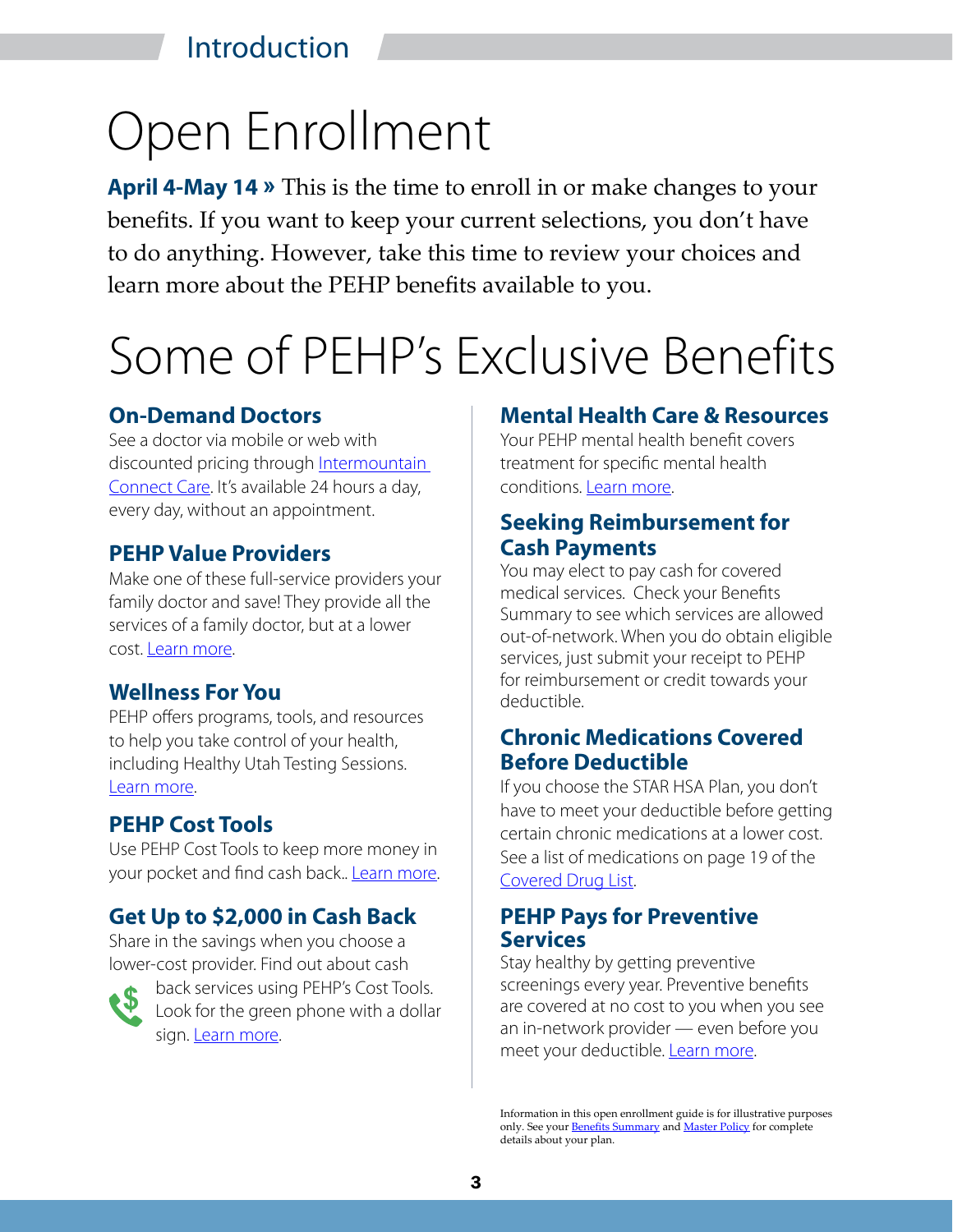# Open Enrollment

**April 4-May 14 »** This is the time to enroll in or make changes to your benefits. If you want to keep your current selections, you don't have to do anything. However, take this time to review your choices and learn more about the PEHP benefits available to you.

# Some of PEHP's Exclusive Benefits

### On-Demand Doctors

See a doctor via mobile or web with discounted pricing through Intermountain Connect Care. It's available 24 hours a day, every day, without an appointment.

### PEHP Value Providers

Make one of these full-service providers your family doctor and save! They provide all the services of a family doctor, but at a lower cost. Learn more.

### Wellness For You

PEHP offers programs, tools, and resources to help you take control of your health, including Healthy Utah Testing Sessions. Learn more.

### PEHP Cost Tools

Use PEHP Cost Tools to keep more money in your pocket and find cash back.. Learn more.

### Get Up to $2,000 in Cash Back

Share in the savings when you choose a lower-cost provider. Find out about cash back services using PEHP's Cost Tools. Look for the green phone with a dollar sign. Learn more.

### Mental Health Care & Resources

Your PEHP mental health benefit covers treatment for specific mental health conditions. Learn more.

### Seeking Reimbursement for Cash Payments

You may elect to pay cash for covered medical services. Check your Benefits Summary to see which services are allowed out-of-network. When you do obtain eligible services, just submit your receipt to PEHP for reimbursement or credit towards your deductible.

### Chronic Medications Covered Before Deductible

If you choose the STAR HSA Plan, you don't have to meet your deductible before getting certain chronic medications at a lower cost. See a list of medications on page 19 of the Covered Drug List.

### PEHP Pays for Preventive Services

Stay healthy by getting preventive screenings every year. Preventive benefits are covered at no cost to you when you see an in-network provider — even before you meet your deductible. Learn more.

Information in this open enrollment guide is for illustrative purposes only. See your Benefits Summary and Master Policy for complete details about your plan.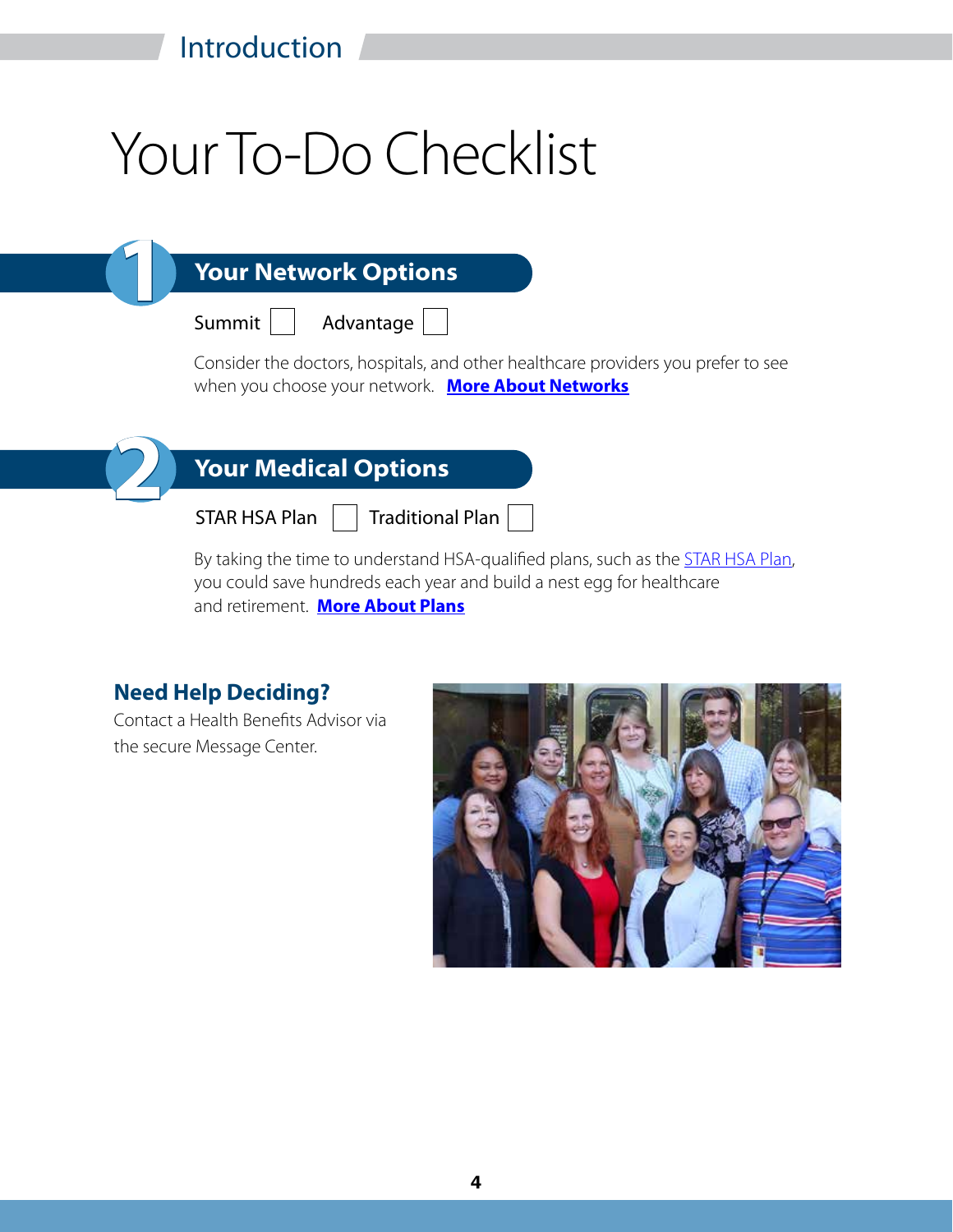# Your To-Do Checklist

## 1 Your Network Options

Summit ☐ Advantage ☐

Consider the doctors, hospitals, and other healthcare providers you prefer to see when you choose your network. **More About Networks**

## 2 Your Medical Options

STAR HSA Plan ☐ Traditional Plan ☐

By taking the time to understand HSA-qualified plans, such as the STAR HSA Plan, you could save hundreds each year and build a nest egg for healthcare and retirement. **More About Plans**

### Need Help Deciding?

Contact a Health Benefits Advisor via the secure Message Center.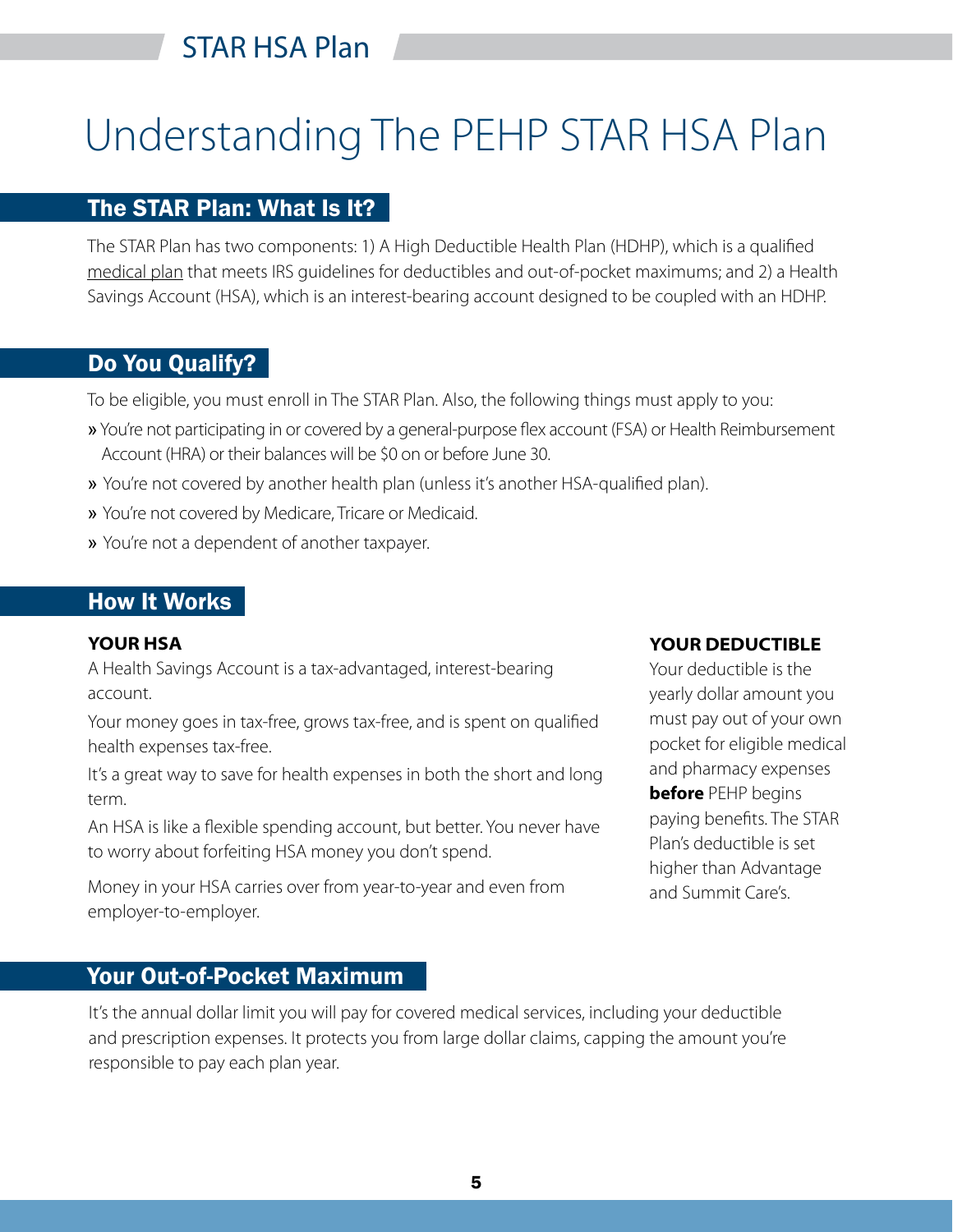# Understanding The PEHP STAR HSA Plan

## The STAR Plan: What Is It?

The STAR Plan has two components: 1) A High Deductible Health Plan (HDHP), which is a qualified medical plan that meets IRS guidelines for deductibles and out-of-pocket maximums; and 2) a Health Savings Account (HSA), which is an interest-bearing account designed to be coupled with an HDHP.

## Do You Qualify?

To be eligible, you must enroll in The STAR Plan. Also, the following things must apply to you:

» You're not participating in or covered by a general-purpose flex account (FSA) or Health Reimbursement Account (HRA) or their balances will be $0 on or before June 30.

» You're not covered by another health plan (unless it's another HSA-qualified plan).

» You're not covered by Medicare, Tricare or Medicaid.

» You're not a dependent of another taxpayer.

## How It Works

### YOUR HSA

A Health Savings Account is a tax-advantaged, interest-bearing account.

Your money goes in tax-free, grows tax-free, and is spent on qualified health expenses tax-free.

It's a great way to save for health expenses in both the short and long term.

An HSA is like a flexible spending account, but better. You never have to worry about forfeiting HSA money you don't spend.

Money in your HSA carries over from year-to-year and even from employer-to-employer.

### YOUR DEDUCTIBLE

Your deductible is the yearly dollar amount you must pay out of your own pocket for eligible medical and pharmacy expenses **before** PEHP begins paying benefits. The STAR Plan's deductible is set higher than Advantage and Summit Care's.

## Your Out-of-Pocket Maximum

It's the annual dollar limit you will pay for covered medical services, including your deductible and prescription expenses. It protects you from large dollar claims, capping the amount you're responsible to pay each plan year.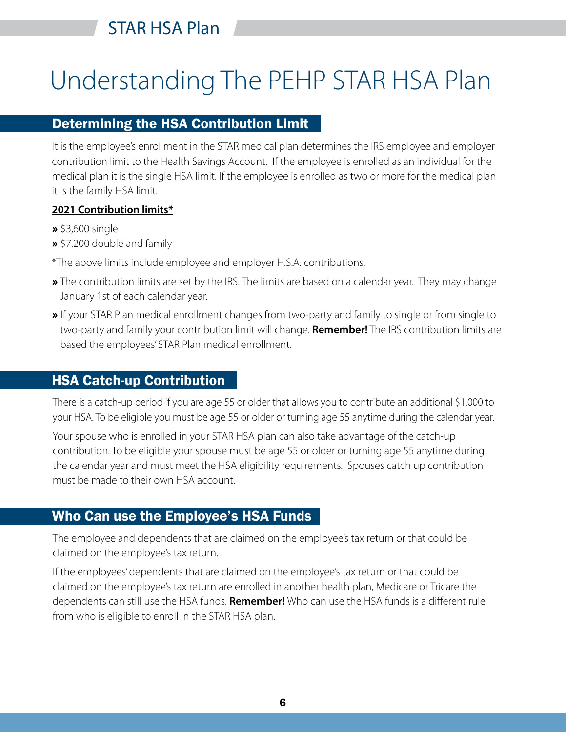# Understanding The PEHP STAR HSA Plan

## Determining the HSA Contribution Limit

It is the employee's enrollment in the STAR medical plan determines the IRS employee and employer contribution limit to the Health Savings Account. If the employee is enrolled as an individual for the medical plan it is the single HSA limit. If the employee is enrolled as two or more for the medical plan it is the family HSA limit.

**2021 Contribution limits***

- $3,600 single
- $7,200 double and family

*The above limits include employee and employer H.S.A. contributions.

- The contribution limits are set by the IRS. The limits are based on a calendar year. They may change January 1st of each calendar year.
- If your STAR Plan medical enrollment changes from two-party and family to single or from single to two-party and family your contribution limit will change. **Remember!** The IRS contribution limits are based the employees' STAR Plan medical enrollment.

## HSA Catch-up Contribution

There is a catch-up period if you are age 55 or older that allows you to contribute an additional $1,000 to your HSA. To be eligible you must be age 55 or older or turning age 55 anytime during the calendar year.

Your spouse who is enrolled in your STAR HSA plan can also take advantage of the catch-up contribution. To be eligible your spouse must be age 55 or older or turning age 55 anytime during the calendar year and must meet the HSA eligibility requirements. Spouses catch up contribution must be made to their own HSA account.

## Who Can use the Employee's HSA Funds

The employee and dependents that are claimed on the employee's tax return or that could be claimed on the employee's tax return.

If the employees' dependents that are claimed on the employee's tax return or that could be claimed on the employee's tax return are enrolled in another health plan, Medicare or Tricare the dependents can still use the HSA funds. **Remember!** Who can use the HSA funds is a different rule from who is eligible to enroll in the STAR HSA plan.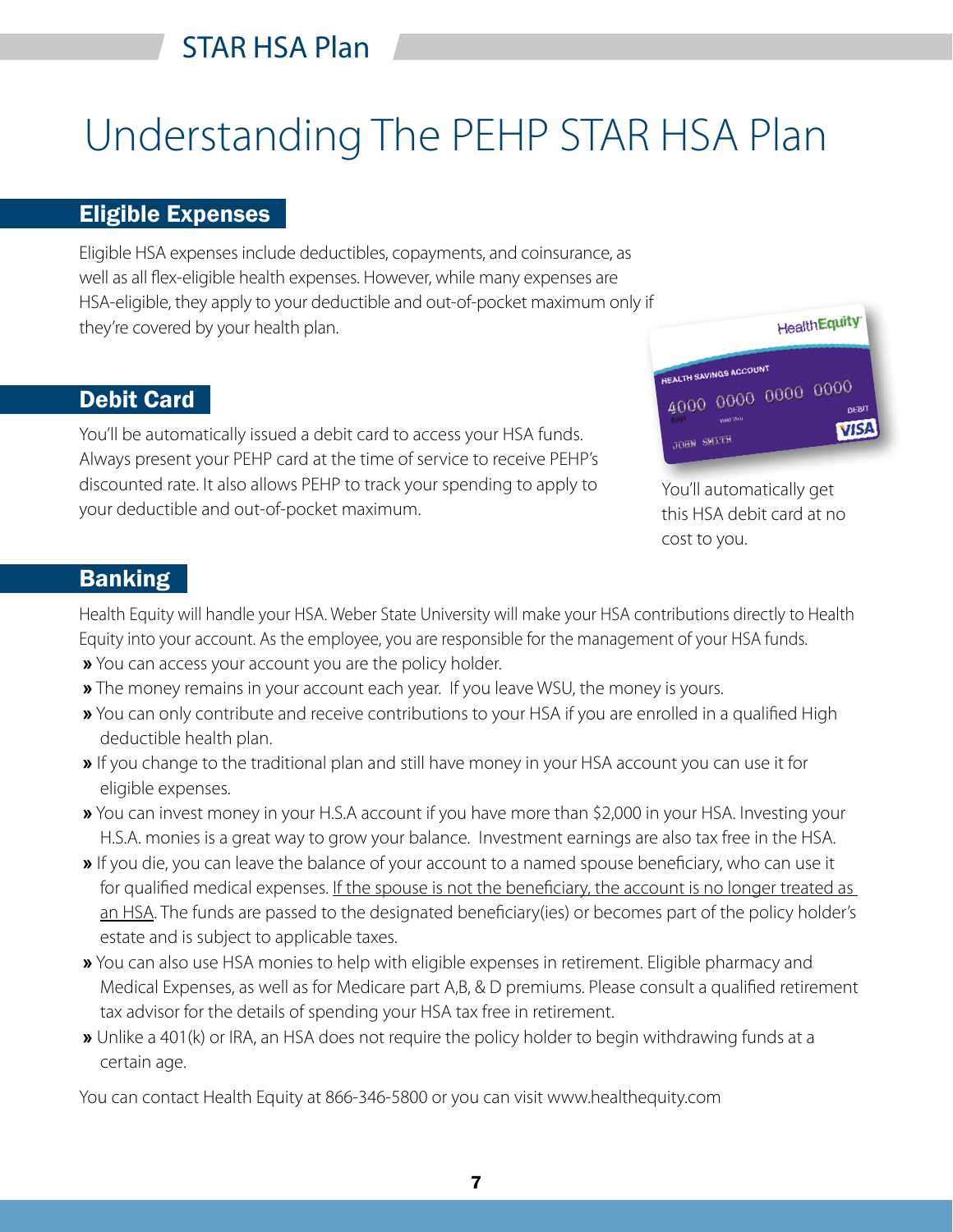# Understanding The PEHP STAR HSA Plan

## Eligible Expenses

Eligible HSA expenses include deductibles, copayments, and coinsurance, as well as all flex-eligible health expenses. However, while many expenses are HSA-eligible, they apply to your deductible and out-of-pocket maximum only if they're covered by your health plan.

## Debit Card

You'll be automatically issued a debit card to access your HSA funds. Always present your PEHP card at the time of service to receive PEHP's discounted rate. It also allows PEHP to track your spending to apply to your deductible and out-of-pocket maximum.

You'll automatically get this HSA debit card at no cost to you.

## Banking

Health Equity will handle your HSA. Weber State University will make your HSA contributions directly to Health Equity into your account. As the employee, you are responsible for the management of your HSA funds.

- You can access your account you are the policy holder.
- The money remains in your account each year. If you leave WSU, the money is yours.
- You can only contribute and receive contributions to your HSA if you are enrolled in a qualified High deductible health plan.
- If you change to the traditional plan and still have money in your HSA account you can use it for eligible expenses.
- You can invest money in your H.S.A account if you have more than $2,000 in your HSA. Investing your H.S.A. monies is a great way to grow your balance. Investment earnings are also tax free in the HSA.
- If you die, you can leave the balance of your account to a named spouse beneficiary, who can use it for qualified medical expenses. <u>If the spouse is not the beneficiary, the account is no longer treated as an HSA</u>. The funds are passed to the designated beneficiary(ies) or becomes part of the policy holder's estate and is subject to applicable taxes.
- You can also use HSA monies to help with eligible expenses in retirement. Eligible pharmacy and Medical Expenses, as well as for Medicare part A,B, & D premiums. Please consult a qualified retirement tax advisor for the details of spending your HSA tax free in retirement.
- Unlike a 401(k) or IRA, an HSA does not require the policy holder to begin withdrawing funds at a certain age.

You can contact Health Equity at 866-346-5800 or you can visit www.healthequity.com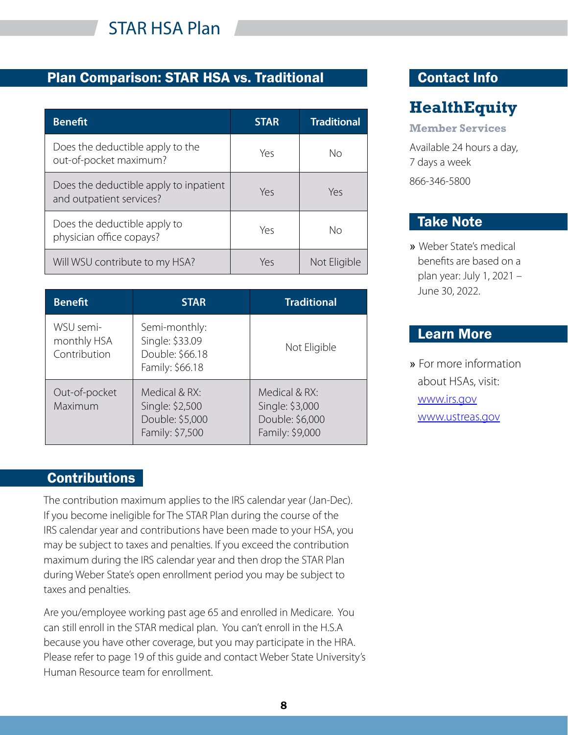# STAR HSA Plan

## Plan Comparison: STAR HSA vs. Traditional

| Benefit | STAR | Traditional |
|---|---|---|
| Does the deductible apply to the out-of-pocket maximum? | Yes | No |
| Does the deductible apply to inpatient and outpatient services? | Yes | Yes |
| Does the deductible apply to physician office copays? | Yes | No |
| Will WSU contribute to my HSA? | Yes | Not Eligible |

| Benefit | STAR | Traditional |
|---|---|---|
| WSU semi-monthly HSA Contribution | Semi-monthly:<br>Single: $33.09<br>Double: $66.18<br>Family: $66.18 | Not Eligible |
| Out-of-pocket Maximum | Medical & RX:<br>Single: $2,500<br>Double: $5,000<br>Family: $7,500 | Medical & RX:<br>Single: $3,000<br>Double: $6,000<br>Family: $9,000 |

## Contributions

The contribution maximum applies to the IRS calendar year (Jan-Dec). If you become ineligible for The STAR Plan during the course of the IRS calendar year and contributions have been made to your HSA, you may be subject to taxes and penalties. If you exceed the contribution maximum during the IRS calendar year and then drop the STAR Plan during Weber State's open enrollment period you may be subject to taxes and penalties.

Are you/employee working past age 65 and enrolled in Medicare. You can still enroll in the STAR medical plan. You can't enroll in the H.S.A because you have other coverage, but you may participate in the HRA. Please refer to page 19 of this guide and contact Weber State University's Human Resource team for enrollment.

## Contact Info

### HealthEquity

**Member Services**

Available 24 hours a day, 7 days a week

866-346-5800

## Take Note

- Weber State's medical benefits are based on a plan year: July 1, 2021 – June 30, 2022.

## Learn More

- For more information about HSAs, visit:
  www.irs.gov
  www.ustreas.gov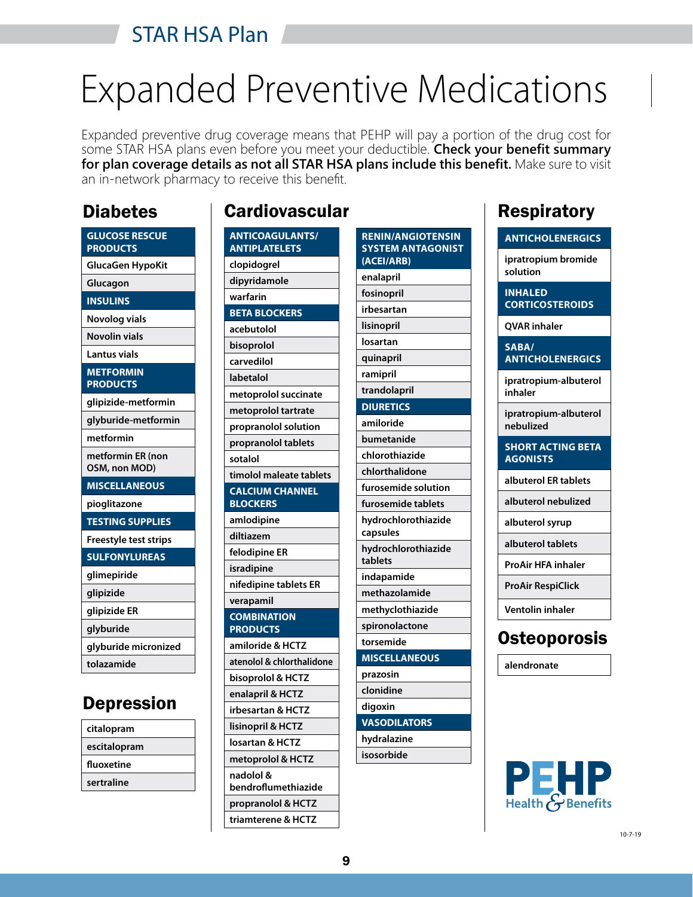# Expanded Preventive Medications

Expanded preventive drug coverage means that PEHP will pay a portion of the drug cost for some STAR HSA plans even before you meet your deductible. **Check your benefit summary for plan coverage details as not all STAR HSA plans include this benefit.** Make sure to visit an in-network pharmacy to receive this benefit.

## Diabetes

| GLUCOSE RESCUE PRODUCTS |
|---|
| GlucaGen HypoKit |
| Glucagon |
| **INSULINS** |
| Novolog vials |
| Novolin vials |
| Lantus vials |
| **METFORMIN PRODUCTS** |
| glipizide-metformin |
| glyburide-metformin |
| metformin |
| metformin ER (non OSM, non MOD) |
| **MISCELLANEOUS** |
| pioglitazone |
| **TESTING SUPPLIES** |
| Freestyle test strips |
| **SULFONYLUREAS** |
| glimepiride |
| glipizide |
| glipizide ER |
| glyburide |
| glyburide micronized |
| tolazamide |

## Depression

| Medication |
|---|
| citalopram |
| escitalopram |
| fluoxetine |
| sertraline |

## Cardiovascular

| ANTICOAGULANTS/ ANTIPLATELETS |
|---|
| clopidogrel |
| dipyridamole |
| warfarin |
| **BETA BLOCKERS** |
| acebutolol |
| bisoprolol |
| carvedilol |
| labetalol |
| metoprolol succinate |
| metoprolol tartrate |
| propranolol solution |
| propranolol tablets |
| sotalol |
| timolol maleate tablets |
| **CALCIUM CHANNEL BLOCKERS** |
| amlodipine |
| diltiazem |
| felodipine ER |
| isradipine |
| nifedipine tablets ER |
| verapamil |
| **COMBINATION PRODUCTS** |
| amiloride & HCTZ |
| atenolol & chlorthalidone |
| bisoprolol & HCTZ |
| enalapril & HCTZ |
| irbesartan & HCTZ |
| lisinopril & HCTZ |
| losartan & HCTZ |
| metoprolol & HCTZ |
| nadolol & bendroflumethiazide |
| propranolol & HCTZ |
| triamterene & HCTZ |

| RENIN/ANGIOTENSIN SYSTEM ANTAGONIST (ACEI/ARB) |
|---|
| enalapril |
| fosinopril |
| irbesartan |
| lisinopril |
| losartan |
| quinapril |
| ramipril |
| trandolapril |
| **DIURETICS** |
| amiloride |
| bumetanide |
| chlorothiazide |
| chlorthalidone |
| furosemide solution |
| furosemide tablets |
| hydrochlorothiazide capsules |
| hydrochlorothiazide tablets |
| indapamide |
| methazolamide |
| methyclothiazide |
| spironolactone |
| torsemide |
| **MISCELLANEOUS** |
| prazosin |
| clonidine |
| digoxin |
| **VASODILATORS** |
| hydralazine |
| isosorbide |

## Respiratory

| ANTICHOLENERGICS |
|---|
| ipratropium bromide solution |
| **INHALED CORTICOSTEROIDS** |
| QVAR inhaler |
| **SABA/ ANTICHOLENERGICS** |
| ipratropium-albuterol inhaler |
| ipratropium-albuterol nebulized |
| **SHORT ACTING BETA AGONISTS** |
| albuterol ER tablets |
| albuterol nebulized |
| albuterol syrup |
| albuterol tablets |
| ProAir HFA inhaler |
| ProAir RespiClick |
| Ventolin inhaler |

## Osteoporosis

| Medication |
|---|
| alendronate |

PEHP Health & Benefits

10-7-19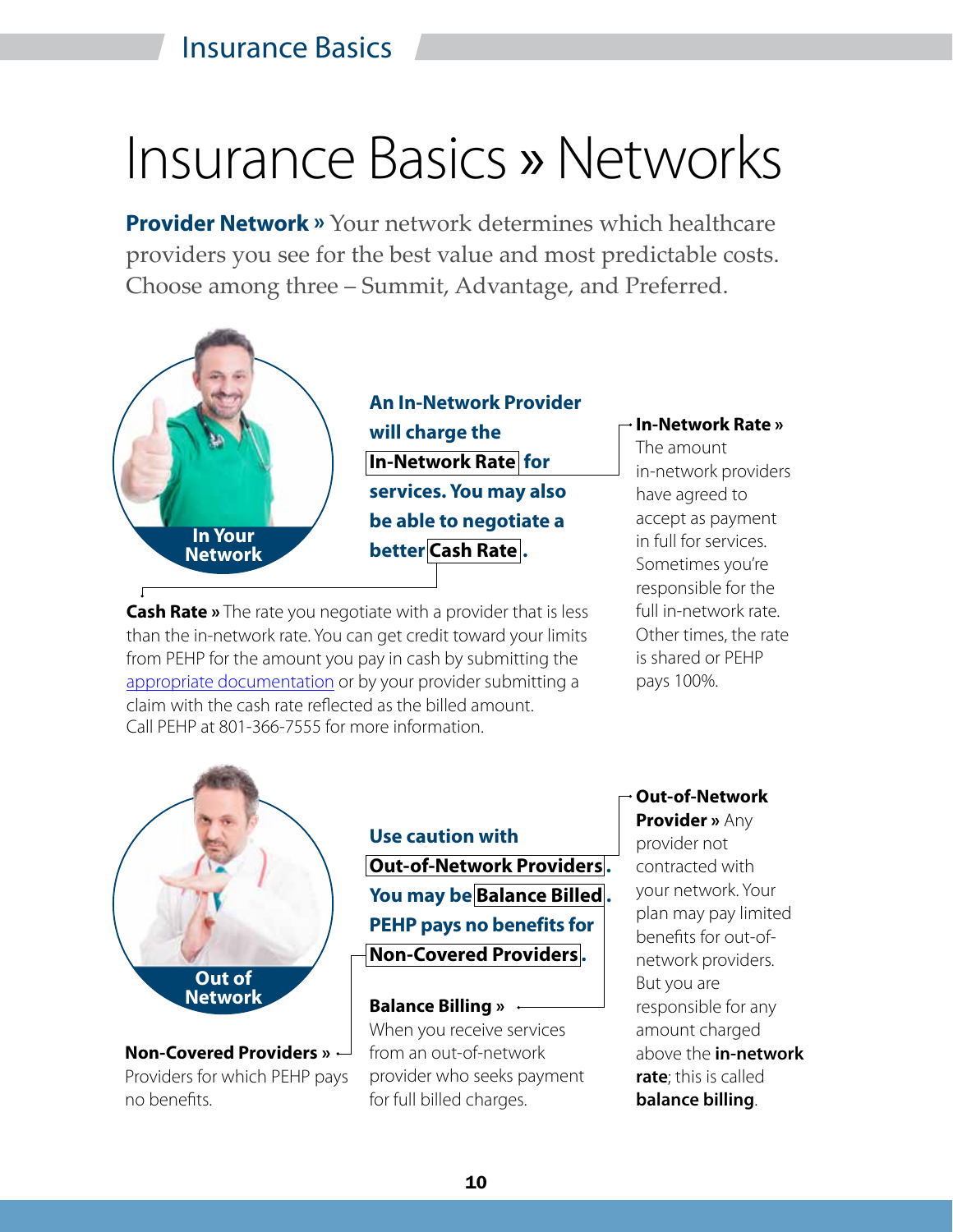# Insurance Basics » Networks

**Provider Network »** Your network determines which healthcare providers you see for the best value and most predictable costs. Choose among three – Summit, Advantage, and Preferred.

**In Your Network**

**An In-Network Provider will charge the In-Network Rate for services. You may also be able to negotiate a better Cash Rate.**

**In-Network Rate »** The amount in-network providers have agreed to accept as payment in full for services. Sometimes you're responsible for the full in-network rate. Other times, the rate is shared or PEHP pays 100%.

**Cash Rate »** The rate you negotiate with a provider that is less than the in-network rate. You can get credit toward your limits from PEHP for the amount you pay in cash by submitting the appropriate documentation or by your provider submitting a claim with the cash rate reflected as the billed amount. Call PEHP at 801-366-7555 for more information.

**Out of Network**

**Use caution with Out-of-Network Providers. You may be Balance Billed. PEHP pays no benefits for Non-Covered Providers.**

**Out-of-Network Provider »** Any provider not contracted with your network. Your plan may pay limited benefits for out-of-network providers. But you are responsible for any amount charged above the **in-network rate**; this is called **balance billing**.

**Balance Billing »** When you receive services from an out-of-network provider who seeks payment for full billed charges.

**Non-Covered Providers »** Providers for which PEHP pays no benefits.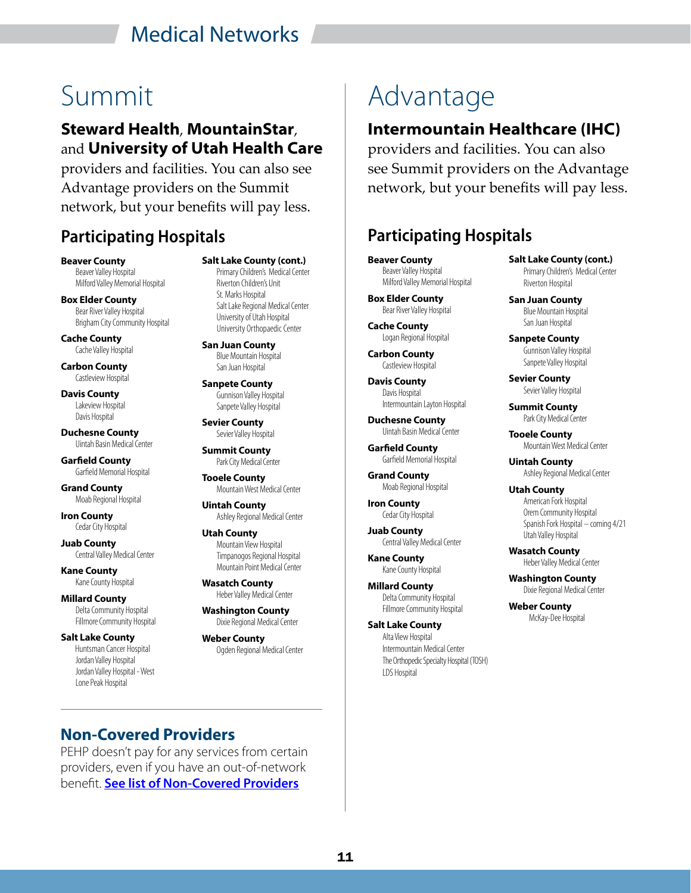# Medical Networks

## Summit

**Steward Health**, **MountainStar**, and **University of Utah Health Care** providers and facilities. You can also see Advantage providers on the Summit network, but your benefits will pay less.

### Participating Hospitals

**Beaver County**
- Beaver Valley Hospital
- Milford Valley Memorial Hospital

**Box Elder County**
- Bear River Valley Hospital
- Brigham City Community Hospital

**Cache County**
- Cache Valley Hospital

**Carbon County**
- Castleview Hospital

**Davis County**
- Lakeview Hospital
- Davis Hospital

**Duchesne County**
- Uintah Basin Medical Center

**Garfield County**
- Garfield Memorial Hospital

**Grand County**
- Moab Regional Hospital

**Iron County**
- Cedar City Hospital

**Juab County**
- Central Valley Medical Center

**Kane County**
- Kane County Hospital

**Millard County**
- Delta Community Hospital
- Fillmore Community Hospital

**Salt Lake County**
- Huntsman Cancer Hospital
- Jordan Valley Hospital
- Jordan Valley Hospital - West
- Lone Peak Hospital

**Salt Lake County (cont.)**
- Primary Children's Medical Center
- Riverton Children's Unit
- St. Marks Hospital
- Salt Lake Regional Medical Center
- University of Utah Hospital
- University Orthopaedic Center

**San Juan County**
- Blue Mountain Hospital
- San Juan Hospital

**Sanpete County**
- Gunnison Valley Hospital
- Sanpete Valley Hospital

**Sevier County**
- Sevier Valley Hospital

**Summit County**
- Park City Medical Center

**Tooele County**
- Mountain West Medical Center

**Uintah County**
- Ashley Regional Medical Center

**Utah County**
- Mountain View Hospital
- Timpanogos Regional Hospital
- Mountain Point Medical Center

**Wasatch County**
- Heber Valley Medical Center

**Washington County**
- Dixie Regional Medical Center

**Weber County**
- Ogden Regional Medical Center

### Non-Covered Providers

PEHP doesn't pay for any services from certain providers, even if you have an out-of-network benefit. **See list of Non-Covered Providers**

## Advantage

**Intermountain Healthcare (IHC)** providers and facilities. You can also see Summit providers on the Advantage network, but your benefits will pay less.

### Participating Hospitals

**Beaver County**
- Beaver Valley Hospital
- Milford Valley Memorial Hospital

**Box Elder County**
- Bear River Valley Hospital

**Cache County**
- Logan Regional Hospital

**Carbon County**
- Castleview Hospital

**Davis County**
- Davis Hospital
- Intermountain Layton Hospital

**Duchesne County**
- Uintah Basin Medical Center

**Garfield County**
- Garfield Memorial Hospital

**Grand County**
- Moab Regional Hospital

**Iron County**
- Cedar City Hospital

**Juab County**
- Central Valley Medical Center

**Kane County**
- Kane County Hospital

**Millard County**
- Delta Community Hospital
- Fillmore Community Hospital

**Salt Lake County**
- Alta View Hospital
- Intermountain Medical Center
- The Orthopedic Specialty Hospital (TOSH)
- LDS Hospital

**Salt Lake County (cont.)**
- Primary Children's Medical Center
- Riverton Hospital

**San Juan County**
- Blue Mountain Hospital
- San Juan Hospital

**Sanpete County**
- Gunnison Valley Hospital
- Sanpete Valley Hospital

**Sevier County**
- Sevier Valley Hospital

**Summit County**
- Park City Medical Center

**Tooele County**
- Mountain West Medical Center

**Uintah County**
- Ashley Regional Medical Center

**Utah County**
- American Fork Hospital
- Orem Community Hospital
- Spanish Fork Hospital – coming 4/21
- Utah Valley Hospital

**Wasatch County**
- Heber Valley Medical Center

**Washington County**
- Dixie Regional Medical Center

**Weber County**
- McKay-Dee Hospital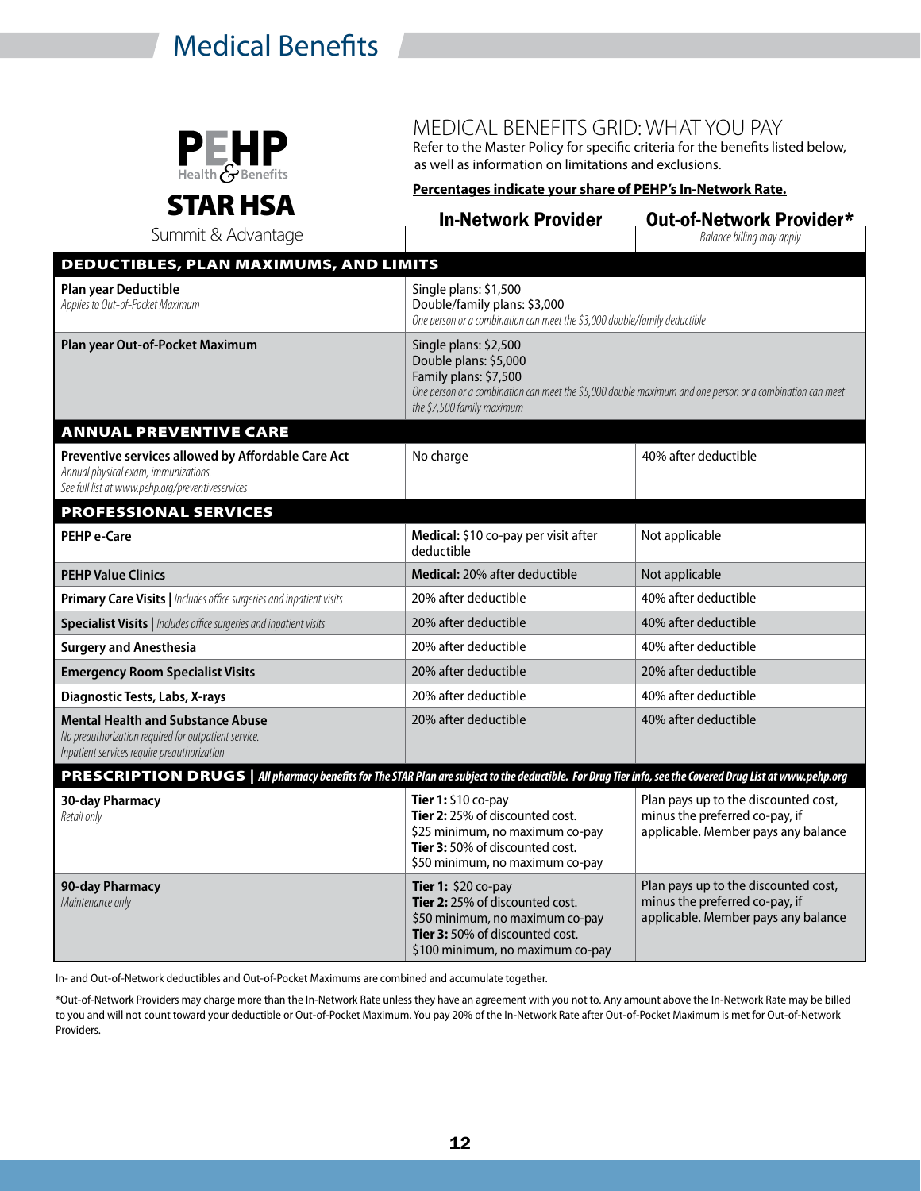# Medical Benefits

**PEHP** Health & Benefits

## STAR HSA

Summit & Advantage

## MEDICAL BENEFITS GRID: WHAT YOU PAY

Refer to the Master Policy for specific criteria for the benefits listed below, as well as information on limitations and exclusions.

**Percentages indicate your share of PEHP's In-Network Rate.**

| | In-Network Provider | Out-of-Network Provider* *Balance billing may apply* |
|---|---|---|
| **DEDUCTIBLES, PLAN MAXIMUMS, AND LIMITS** | | |
| **Plan year Deductible** *Applies to Out-of-Pocket Maximum* | Single plans: $1,500 Double/family plans: $3,000 *One person or a combination can meet the $3,000 double/family deductible* | |
| **Plan year Out-of-Pocket Maximum** | Single plans: $2,500 Double plans: $5,000 Family plans: $7,500 *One person or a combination can meet the $5,000 double maximum and one person or a combination can meet the $7,500 family maximum* | |
| **ANNUAL PREVENTIVE CARE** | | |
| **Preventive services allowed by Affordable Care Act** *Annual physical exam, immunizations. See full list at www.pehp.org/preventiveservices* | No charge | 40% after deductible |
| **PROFESSIONAL SERVICES** | | |
| **PEHP e-Care** | **Medical:** $10 co-pay per visit after deductible | Not applicable |
| **PEHP Value Clinics** | **Medical:** 20% after deductible | Not applicable |
| **Primary Care Visits** \| *Includes office surgeries and inpatient visits* | 20% after deductible | 40% after deductible |
| **Specialist Visits** \| *Includes office surgeries and inpatient visits* | 20% after deductible | 40% after deductible |
| **Surgery and Anesthesia** | 20% after deductible | 40% after deductible |
| **Emergency Room Specialist Visits** | 20% after deductible | 20% after deductible |
| **Diagnostic Tests, Labs, X-rays** | 20% after deductible | 40% after deductible |
| **Mental Health and Substance Abuse** *No preauthorization required for outpatient service. Inpatient services require preauthorization* | 20% after deductible | 40% after deductible |
| **PRESCRIPTION DRUGS** \| *All pharmacy benefits for The STAR Plan are subject to the deductible. For Drug Tier info, see the Covered Drug List at www.pehp.org* | | |
| **30-day Pharmacy** *Retail only* | **Tier 1:** $10 co-pay **Tier 2:** 25% of discounted cost. $25 minimum, no maximum co-pay **Tier 3:** 50% of discounted cost. $50 minimum, no maximum co-pay | Plan pays up to the discounted cost, minus the preferred co-pay, if applicable. Member pays any balance |
| **90-day Pharmacy** *Maintenance only* | **Tier 1:** $20 co-pay **Tier 2:** 25% of discounted cost. $50 minimum, no maximum co-pay **Tier 3:** 50% of discounted cost. $100 minimum, no maximum co-pay | Plan pays up to the discounted cost, minus the preferred co-pay, if applicable. Member pays any balance |

In- and Out-of-Network deductibles and Out-of-Pocket Maximums are combined and accumulate together.

*Out-of-Network Providers may charge more than the In-Network Rate unless they have an agreement with you not to. Any amount above the In-Network Rate may be billed to you and will not count toward your deductible or Out-of-Pocket Maximum. You pay 20% of the In-Network Rate after Out-of-Pocket Maximum is met for Out-of-Network Providers.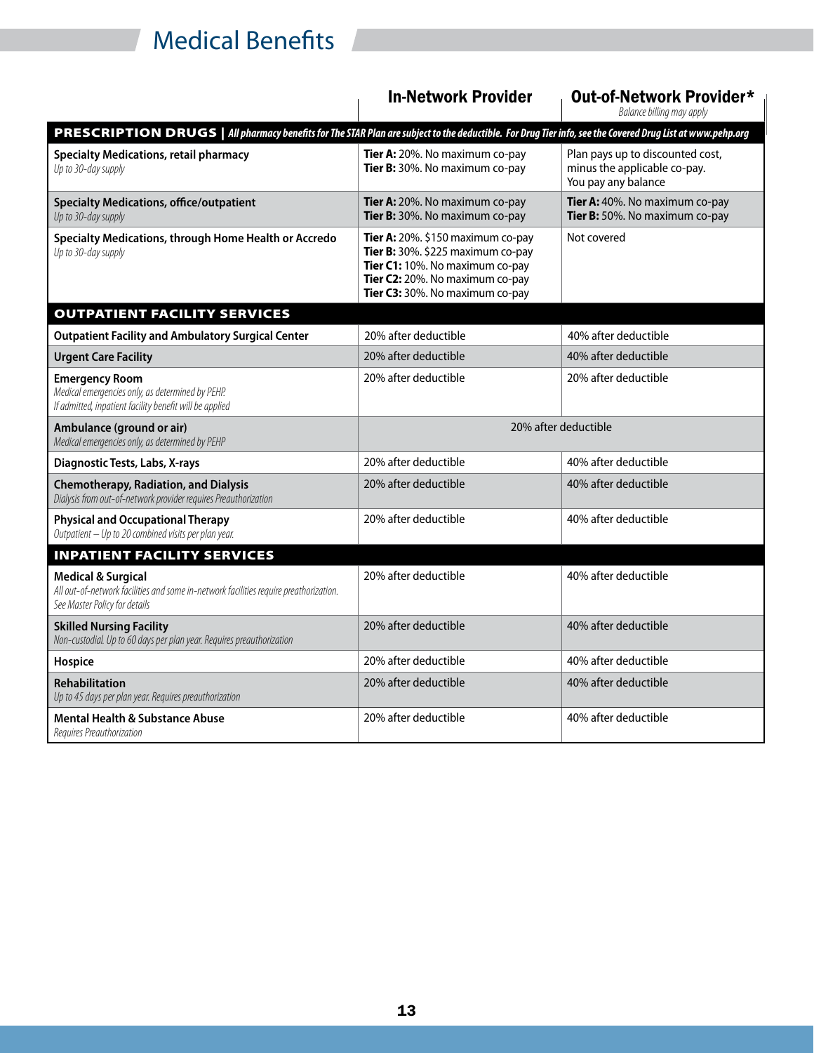# Medical Benefits

| | In-Network Provider | Out-of-Network Provider* *Balance billing may apply* |
|---|---|---|
| **PRESCRIPTION DRUGS** \| *All pharmacy benefits for The STAR Plan are subject to the deductible. For Drug Tier info, see the Covered Drug List at www.pehp.org* | | |
| **Specialty Medications, retail pharmacy** *Up to 30-day supply* | **Tier A:** 20%. No maximum co-pay **Tier B:** 30%. No maximum co-pay | Plan pays up to discounted cost, minus the applicable co-pay. You pay any balance |
| **Specialty Medications, office/outpatient** *Up to 30-day supply* | **Tier A:** 20%. No maximum co-pay **Tier B:** 30%. No maximum co-pay | **Tier A:** 40%. No maximum co-pay **Tier B:** 50%. No maximum co-pay |
| **Specialty Medications, through Home Health or Accredo** *Up to 30-day supply* | **Tier A:** 20%. $150 maximum co-pay **Tier B:** 30%. $225 maximum co-pay **Tier C1:** 10%. No maximum co-pay **Tier C2:** 20%. No maximum co-pay **Tier C3:** 30%. No maximum co-pay | Not covered |
| **OUTPATIENT FACILITY SERVICES** | | |
| **Outpatient Facility and Ambulatory Surgical Center** | 20% after deductible | 40% after deductible |
| **Urgent Care Facility** | 20% after deductible | 40% after deductible |
| **Emergency Room** *Medical emergencies only, as determined by PEHP. If admitted, inpatient facility benefit will be applied* | 20% after deductible | 20% after deductible |
| **Ambulance (ground or air)** *Medical emergencies only, as determined by PEHP* | 20% after deductible | 20% after deductible |
| **Diagnostic Tests, Labs, X-rays** | 20% after deductible | 40% after deductible |
| **Chemotherapy, Radiation, and Dialysis** *Dialysis from out-of-network provider requires Preauthorization* | 20% after deductible | 40% after deductible |
| **Physical and Occupational Therapy** *Outpatient – Up to 20 combined visits per plan year.* | 20% after deductible | 40% after deductible |
| **INPATIENT FACILITY SERVICES** | | |
| **Medical & Surgical** *All out-of-network facilities and some in-network facilities require preathorization. See Master Policy for details* | 20% after deductible | 40% after deductible |
| **Skilled Nursing Facility** *Non-custodial. Up to 60 days per plan year. Requires preauthorization* | 20% after deductible | 40% after deductible |
| **Hospice** | 20% after deductible | 40% after deductible |
| **Rehabilitation** *Up to 45 days per plan year. Requires preauthorization* | 20% after deductible | 40% after deductible |
| **Mental Health & Substance Abuse** *Requires Preauthorization* | 20% after deductible | 40% after deductible |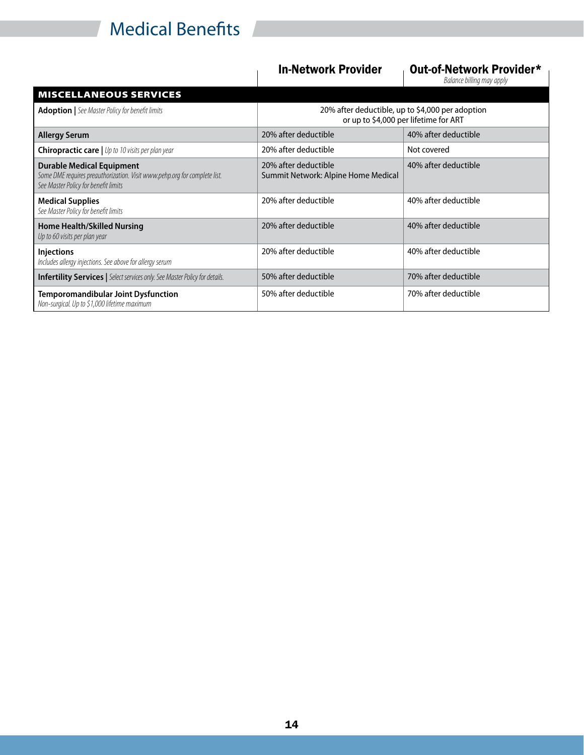# Medical Benefits

| | In-Network Provider | Out-of-Network Provider* *Balance billing may apply* |
|---|---|---|
| **MISCELLANEOUS SERVICES** | | |
| **Adoption** \| *See Master Policy for benefit limits* | 20% after deductible, up to $4,000 per adoption or up to $4,000 per lifetime for ART | |
| **Allergy Serum** | 20% after deductible | 40% after deductible |
| **Chiropractic care** \| *Up to 10 visits per plan year* | 20% after deductible | Not covered |
| **Durable Medical Equipment** *Some DME requires preauthorization. Visit www.pehp.org for complete list. See Master Policy for benefit limits* | 20% after deductible Summit Network: Alpine Home Medical | 40% after deductible |
| **Medical Supplies** *See Master Policy for benefit limits* | 20% after deductible | 40% after deductible |
| **Home Health/Skilled Nursing** *Up to 60 visits per plan year* | 20% after deductible | 40% after deductible |
| **Injections** *Includes allergy injections. See above for allergy serum* | 20% after deductible | 40% after deductible |
| **Infertility Services** \| *Select services only. See Master Policy for details.* | 50% after deductible | 70% after deductible |
| **Temporomandibular Joint Dysfunction** *Non-surgical. Up to $1,000 lifetime maximum* | 50% after deductible | 70% after deductible |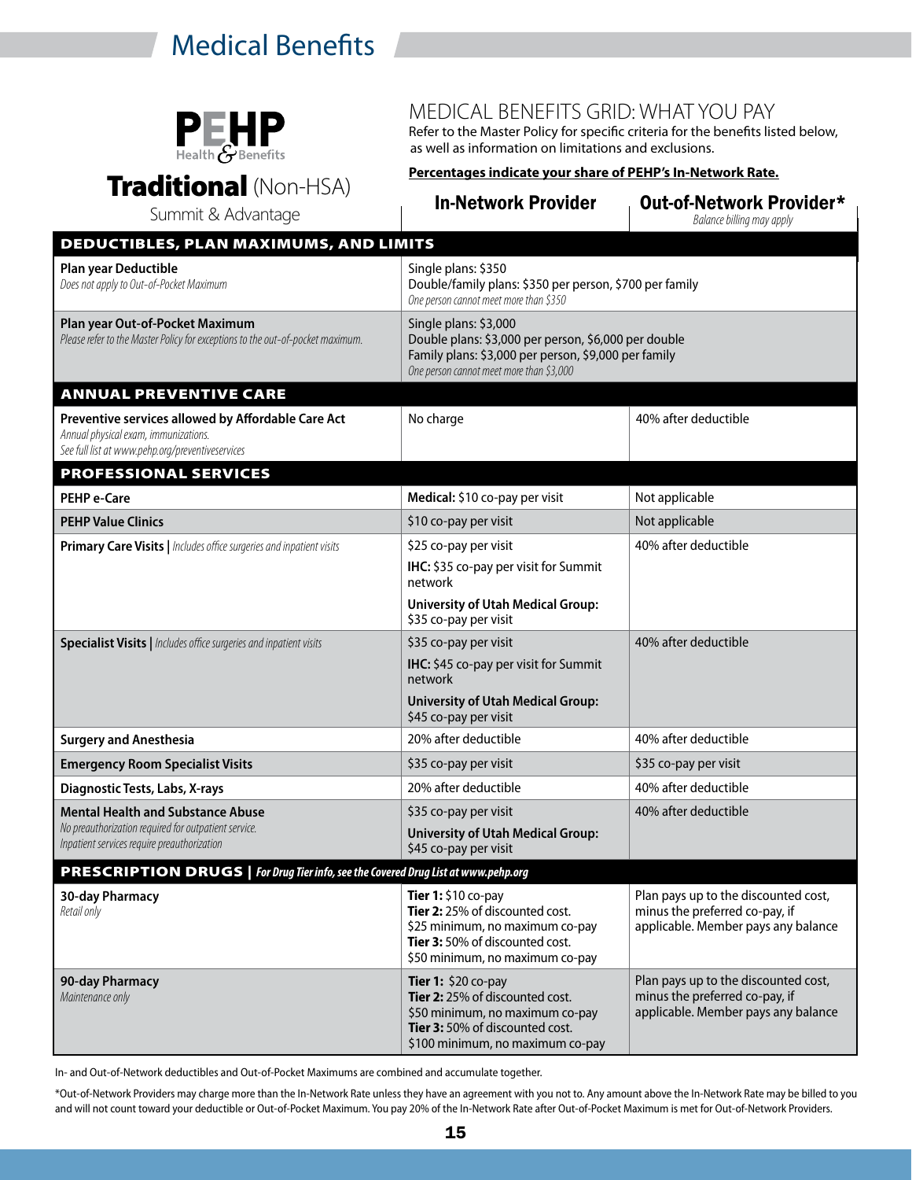# Medical Benefits

**PEHP** Health & Benefits

## Traditional (Non-HSA)

Summit & Advantage

## MEDICAL BENEFITS GRID: WHAT YOU PAY

Refer to the Master Policy for specific criteria for the benefits listed below, as well as information on limitations and exclusions.

**Percentages indicate your share of PEHP's In-Network Rate.**

| | In-Network Provider | Out-of-Network Provider* *Balance billing may apply* |
|---|---|---|
| **DEDUCTIBLES, PLAN MAXIMUMS, AND LIMITS** | | |
| **Plan year Deductible** *Does not apply to Out-of-Pocket Maximum* | Single plans: $350<br>Double/family plans: $350 per person, $700 per family<br>*One person cannot meet more than $350* | |
| **Plan year Out-of-Pocket Maximum** *Please refer to the Master Policy for exceptions to the out-of-pocket maximum.* | Single plans: $3,000<br>Double plans: $3,000 per person, $6,000 per double<br>Family plans: $3,000 per person, $9,000 per family<br>*One person cannot meet more than $3,000* | |
| **ANNUAL PREVENTIVE CARE** | | |
| **Preventive services allowed by Affordable Care Act** *Annual physical exam, immunizations. See full list at www.pehp.org/preventiveservices* | No charge | 40% after deductible |
| **PROFESSIONAL SERVICES** | | |
| **PEHP e-Care** | **Medical:** $10 co-pay per visit | Not applicable |
| **PEHP Value Clinics** | $10 co-pay per visit | Not applicable |
| **Primary Care Visits** \| *Includes office surgeries and inpatient visits* | $25 co-pay per visit<br>**IHC:** $35 co-pay per visit for Summit network<br>**University of Utah Medical Group:** $35 co-pay per visit | 40% after deductible |
| **Specialist Visits** \| *Includes office surgeries and inpatient visits* | $35 co-pay per visit<br>**IHC:** $45 co-pay per visit for Summit network<br>**University of Utah Medical Group:** $45 co-pay per visit | 40% after deductible |
| **Surgery and Anesthesia** | 20% after deductible | 40% after deductible |
| **Emergency Room Specialist Visits** | $35 co-pay per visit | $35 co-pay per visit |
| **Diagnostic Tests, Labs, X-rays** | 20% after deductible | 40% after deductible |
| **Mental Health and Substance Abuse** *No preauthorization required for outpatient service. Inpatient services require preauthorization* | $35 co-pay per visit<br>**University of Utah Medical Group:** $45 co-pay per visit | 40% after deductible |
| **PRESCRIPTION DRUGS** \| *For Drug Tier info, see the Covered Drug List at www.pehp.org* | | |
| **30-day Pharmacy** *Retail only* | **Tier 1:** $10 co-pay<br>**Tier 2:** 25% of discounted cost. $25 minimum, no maximum co-pay<br>**Tier 3:** 50% of discounted cost. $50 minimum, no maximum co-pay | Plan pays up to the discounted cost, minus the preferred co-pay, if applicable. Member pays any balance |
| **90-day Pharmacy** *Maintenance only* | **Tier 1:** $20 co-pay<br>**Tier 2:** 25% of discounted cost. $50 minimum, no maximum co-pay<br>**Tier 3:** 50% of discounted cost. $100 minimum, no maximum co-pay | Plan pays up to the discounted cost, minus the preferred co-pay, if applicable. Member pays any balance |

In- and Out-of-Network deductibles and Out-of-Pocket Maximums are combined and accumulate together.

*Out-of-Network Providers may charge more than the In-Network Rate unless they have an agreement with you not to. Any amount above the In-Network Rate may be billed to you and will not count toward your deductible or Out-of-Pocket Maximum. You pay 20% of the In-Network Rate after Out-of-Pocket Maximum is met for Out-of-Network Providers.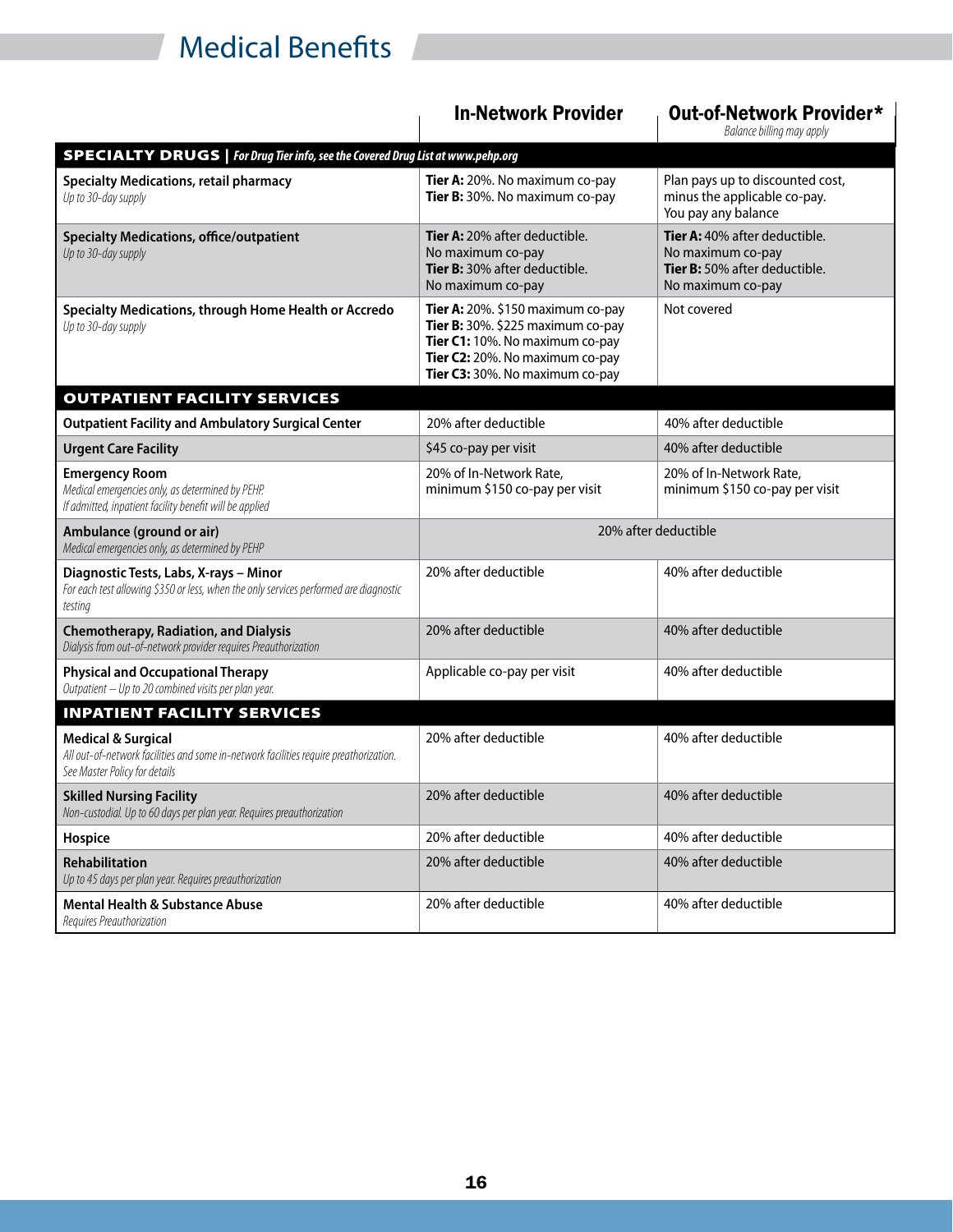# Medical Benefits

| | In-Network Provider | Out-of-Network Provider* <br> *Balance billing may apply* |
|---|---|---|
| **SPECIALTY DRUGS** \| ***For Drug Tier info, see the Covered Drug List at www.pehp.org*** | | |
| **Specialty Medications, retail pharmacy** <br> *Up to 30-day supply* | **Tier A:** 20%. No maximum co-pay <br> **Tier B:** 30%. No maximum co-pay | Plan pays up to discounted cost, minus the applicable co-pay. You pay any balance |
| **Specialty Medications, office/outpatient** <br> *Up to 30-day supply* | **Tier A:** 20% after deductible. No maximum co-pay <br> **Tier B:** 30% after deductible. No maximum co-pay | **Tier A:** 40% after deductible. No maximum co-pay <br> **Tier B:** 50% after deductible. No maximum co-pay |
| **Specialty Medications, through Home Health or Accredo** <br> *Up to 30-day supply* | **Tier A:** 20%. $150 maximum co-pay <br> **Tier B:** 30%. $225 maximum co-pay <br> **Tier C1:** 10%. No maximum co-pay <br> **Tier C2:** 20%. No maximum co-pay <br> **Tier C3:** 30%. No maximum co-pay | Not covered |
| **OUTPATIENT FACILITY SERVICES** | | |
| **Outpatient Facility and Ambulatory Surgical Center** | 20% after deductible | 40% after deductible |
| **Urgent Care Facility** | $45 co-pay per visit | 40% after deductible |
| **Emergency Room** <br> *Medical emergencies only, as determined by PEHP* <br> *If admitted, inpatient facility benefit will be applied* | 20% of In-Network Rate, minimum $150 co-pay per visit | 20% of In-Network Rate, minimum $150 co-pay per visit |
| **Ambulance (ground or air)** <br> *Medical emergencies only, as determined by PEHP* | 20% after deductible | |
| **Diagnostic Tests, Labs, X-rays – Minor** <br> *For each test allowing $350 or less, when the only services performed are diagnostic testing* | 20% after deductible | 40% after deductible |
| **Chemotherapy, Radiation, and Dialysis** <br> *Dialysis from out-of-network provider requires Preauthorization* | 20% after deductible | 40% after deductible |
| **Physical and Occupational Therapy** <br> *Outpatient – Up to 20 combined visits per plan year.* | Applicable co-pay per visit | 40% after deductible |
| **INPATIENT FACILITY SERVICES** | | |
| **Medical & Surgical** <br> *All out-of-network facilities and some in-network facilities require preathorization. See Master Policy for details* | 20% after deductible | 40% after deductible |
| **Skilled Nursing Facility** <br> *Non-custodial. Up to 60 days per plan year. Requires preauthorization* | 20% after deductible | 40% after deductible |
| **Hospice** | 20% after deductible | 40% after deductible |
| **Rehabilitation** <br> *Up to 45 days per plan year. Requires preauthorization* | 20% after deductible | 40% after deductible |
| **Mental Health & Substance Abuse** <br> *Requires Preauthorization* | 20% after deductible | 40% after deductible |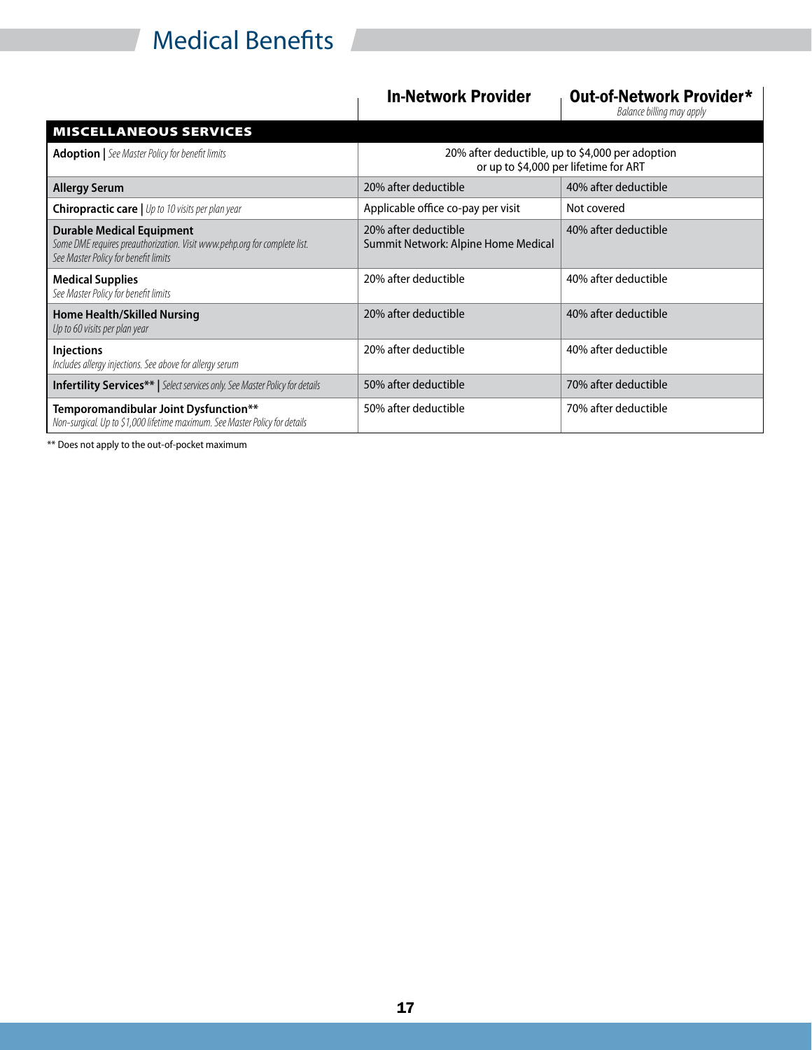# Medical Benefits

| | In-Network Provider | Out-of-Network Provider* *Balance billing may apply* |
|---|---|---|
| **MISCELLANEOUS SERVICES** | | |
| **Adoption** \| *See Master Policy for benefit limits* | 20% after deductible, up to $4,000 per adoption or up to $4,000 per lifetime for ART | |
| **Allergy Serum** | 20% after deductible | 40% after deductible |
| **Chiropractic care** \| *Up to 10 visits per plan year* | Applicable office co-pay per visit | Not covered |
| **Durable Medical Equipment** *Some DME requires preauthorization. Visit www.pehp.org for complete list. See Master Policy for benefit limits* | 20% after deductible Summit Network: Alpine Home Medical | 40% after deductible |
| **Medical Supplies** *See Master Policy for benefit limits* | 20% after deductible | 40% after deductible |
| **Home Health/Skilled Nursing** *Up to 60 visits per plan year* | 20% after deductible | 40% after deductible |
| **Injections** *Includes allergy injections. See above for allergy serum* | 20% after deductible | 40% after deductible |
| **Infertility Services**** \| *Select services only. See Master Policy for details* | 50% after deductible | 70% after deductible |
| **Temporomandibular Joint Dysfunction**** *Non-surgical. Up to $1,000 lifetime maximum. See Master Policy for details* | 50% after deductible | 70% after deductible |

** Does not apply to the out-of-pocket maximum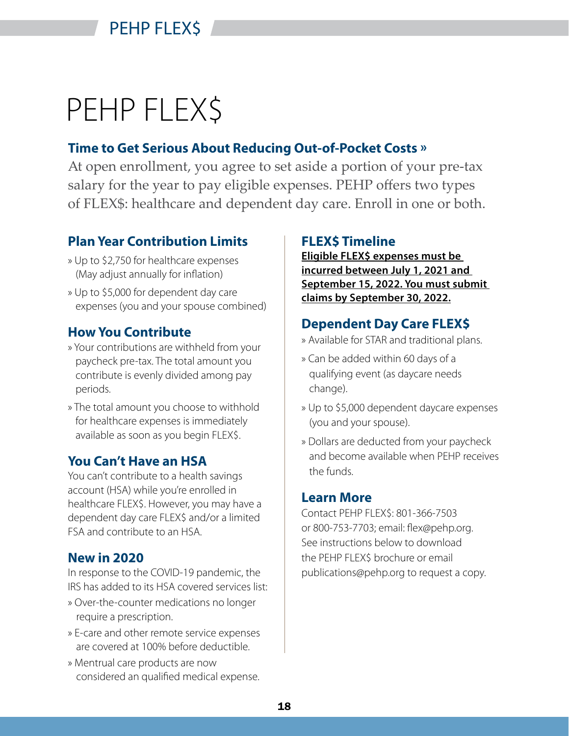# PEHP FLEX$

## Time to Get Serious About Reducing Out-of-Pocket Costs »

At open enrollment, you agree to set aside a portion of your pre-tax salary for the year to pay eligible expenses. PEHP offers two types of FLEX$: healthcare and dependent day care. Enroll in one or both.

### Plan Year Contribution Limits

» Up to $2,750 for healthcare expenses (May adjust annually for inflation)

» Up to $5,000 for dependent day care expenses (you and your spouse combined)

### How You Contribute

» Your contributions are withheld from your paycheck pre-tax. The total amount you contribute is evenly divided among pay periods.

» The total amount you choose to withhold for healthcare expenses is immediately available as soon as you begin FLEX$.

### You Can't Have an HSA

You can't contribute to a health savings account (HSA) while you're enrolled in healthcare FLEX$. However, you may have a dependent day care FLEX$ and/or a limited FSA and contribute to an HSA.

### New in 2020

In response to the COVID-19 pandemic, the IRS has added to its HSA covered services list:

» Over-the-counter medications no longer require a prescription.

» E-care and other remote service expenses are covered at 100% before deductible.

» Mentrual care products are now considered an qualified medical expense.

### FLEX$ Timeline

**Eligible FLEX$ expenses must be incurred between July 1, 2021 and September 15, 2022. You must submit claims by September 30, 2022.**

### Dependent Day Care FLEX$

» Available for STAR and traditional plans.

» Can be added within 60 days of a qualifying event (as daycare needs change).

» Up to $5,000 dependent daycare expenses (you and your spouse).

» Dollars are deducted from your paycheck and become available when PEHP receives the funds.

### Learn More

Contact PEHP FLEX$: 801-366-7503 or 800-753-7703; email: flex@pehp.org. See instructions below to download the PEHP FLEX$ brochure or email publications@pehp.org to request a copy.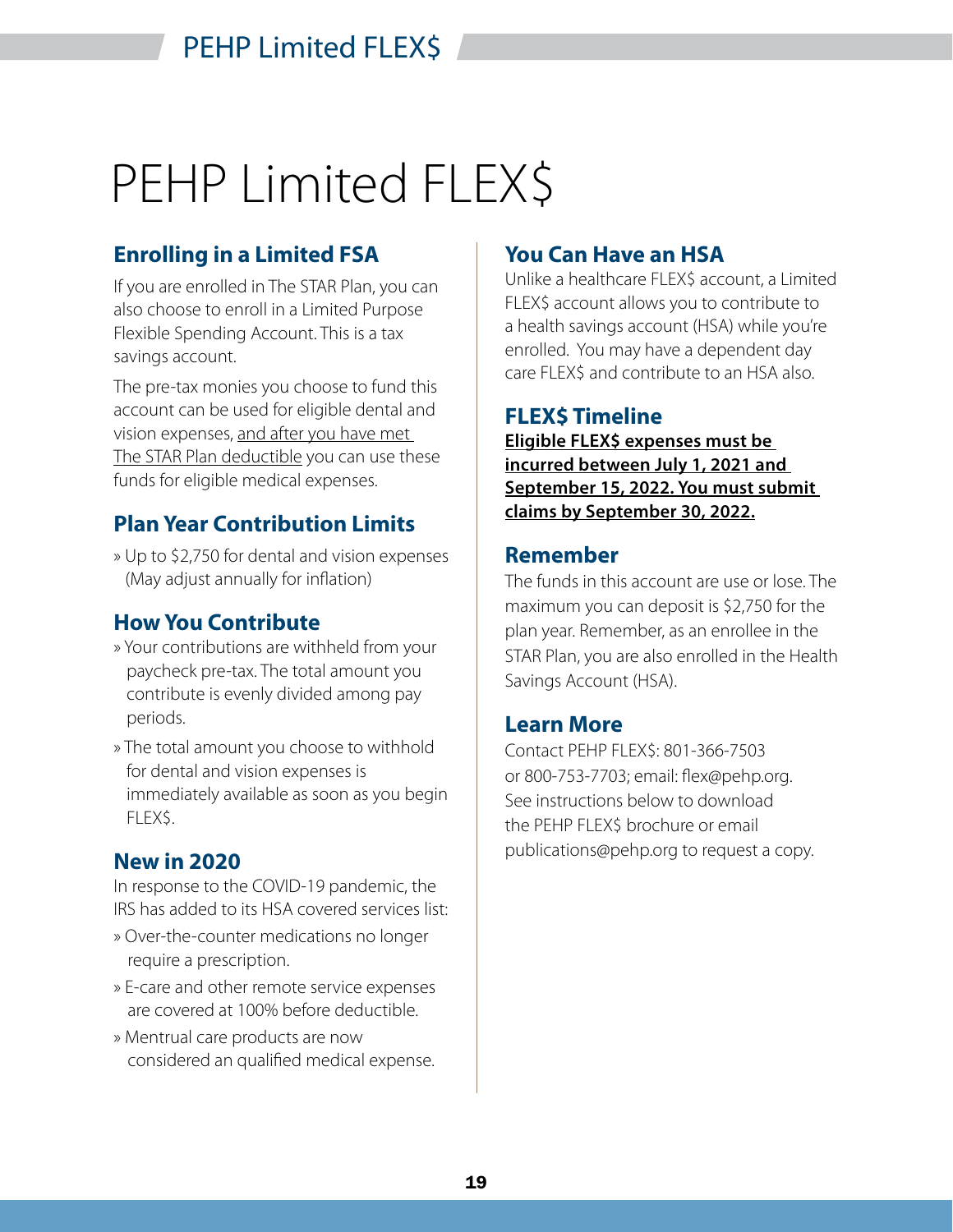# PEHP Limited FLEX$

## Enrolling in a Limited FSA

If you are enrolled in The STAR Plan, you can also choose to enroll in a Limited Purpose Flexible Spending Account. This is a tax savings account.

The pre-tax monies you choose to fund this account can be used for eligible dental and vision expenses, and after you have met The STAR Plan deductible you can use these funds for eligible medical expenses.

## Plan Year Contribution Limits

» Up to $2,750 for dental and vision expenses (May adjust annually for inflation)

## How You Contribute

» Your contributions are withheld from your paycheck pre-tax. The total amount you contribute is evenly divided among pay periods.

» The total amount you choose to withhold for dental and vision expenses is immediately available as soon as you begin FLEX$.

## New in 2020

In response to the COVID-19 pandemic, the IRS has added to its HSA covered services list:

» Over-the-counter medications no longer require a prescription.

» E-care and other remote service expenses are covered at 100% before deductible.

» Mentrual care products are now considered an qualified medical expense.

## You Can Have an HSA

Unlike a healthcare FLEX$ account, a Limited FLEX$ account allows you to contribute to a health savings account (HSA) while you're enrolled. You may have a dependent day care FLEX$ and contribute to an HSA also.

## FLEX$ Timeline

**Eligible FLEX$ expenses must be incurred between July 1, 2021 and September 15, 2022. You must submit claims by September 30, 2022.**

## Remember

The funds in this account are use or lose. The maximum you can deposit is $2,750 for the plan year. Remember, as an enrollee in the STAR Plan, you are also enrolled in the Health Savings Account (HSA).

## Learn More

Contact PEHP FLEX$: 801-366-7503 or 800-753-7703; email: flex@pehp.org. See instructions below to download the PEHP FLEX$ brochure or email publications@pehp.org to request a copy.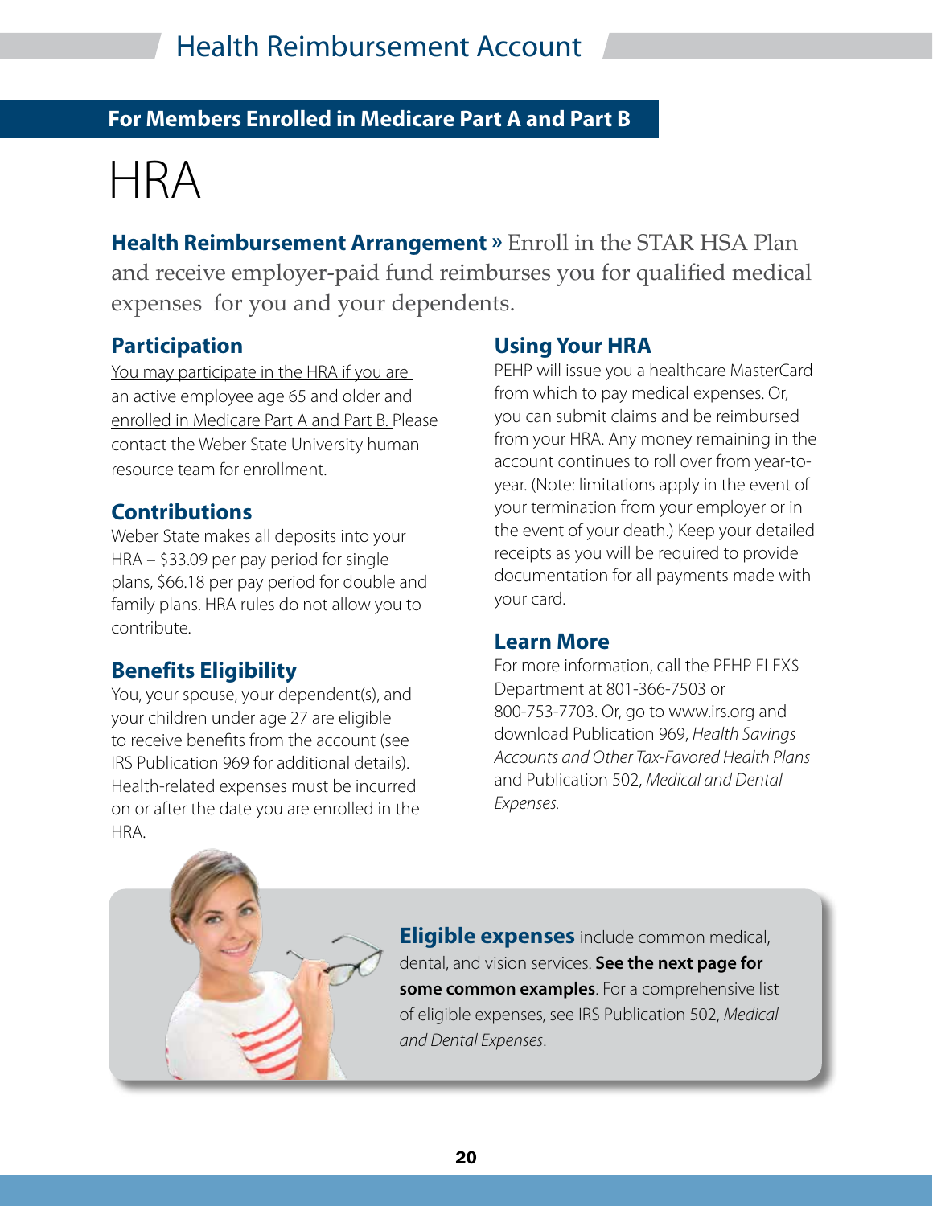# Health Reimbursement Account

## For Members Enrolled in Medicare Part A and Part B

# HRA

**Health Reimbursement Arrangement »** Enroll in the STAR HSA Plan and receive employer-paid fund reimburses you for qualified medical expenses for you and your dependents.

### Participation

You may participate in the HRA if you are an active employee age 65 and older and enrolled in Medicare Part A and Part B. Please contact the Weber State University human resource team for enrollment.

### Contributions

Weber State makes all deposits into your HRA – $33.09 per pay period for single plans, $66.18 per pay period for double and family plans. HRA rules do not allow you to contribute.

### Benefits Eligibility

You, your spouse, your dependent(s), and your children under age 27 are eligible to receive benefits from the account (see IRS Publication 969 for additional details). Health-related expenses must be incurred on or after the date you are enrolled in the HRA.

### Using Your HRA

PEHP will issue you a healthcare MasterCard from which to pay medical expenses. Or, you can submit claims and be reimbursed from your HRA. Any money remaining in the account continues to roll over from year-to-year. (Note: limitations apply in the event of your termination from your employer or in the event of your death.) Keep your detailed receipts as you will be required to provide documentation for all payments made with your card.

### Learn More

For more information, call the PEHP FLEX$ Department at 801-366-7503 or 800-753-7703. Or, go to www.irs.org and download Publication 969, *Health Savings Accounts and Other Tax-Favored Health Plans* and Publication 502, *Medical and Dental Expenses*.

**Eligible expenses** include common medical, dental, and vision services. **See the next page for some common examples**. For a comprehensive list of eligible expenses, see IRS Publication 502, *Medical and Dental Expenses*.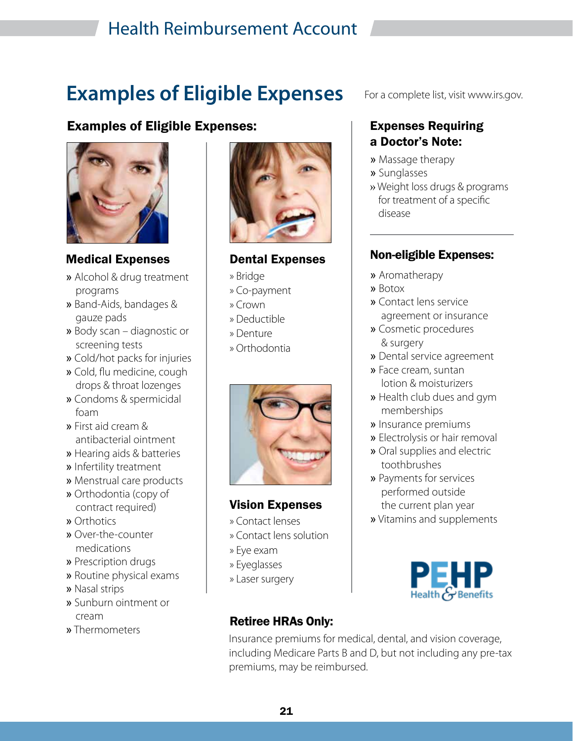# Examples of Eligible Expenses

For a complete list, visit www.irs.gov.

## Examples of Eligible Expenses:

### Medical Expenses

- Alcohol & drug treatment programs
- Band-Aids, bandages & gauze pads
- Body scan – diagnostic or screening tests
- Cold/hot packs for injuries
- Cold, flu medicine, cough drops & throat lozenges
- Condoms & spermicidal foam
- First aid cream & antibacterial ointment
- Hearing aids & batteries
- Infertility treatment
- Menstrual care products
- Orthodontia (copy of contract required)
- Orthotics
- Over-the-counter medications
- Prescription drugs
- Routine physical exams
- Nasal strips
- Sunburn ointment or cream
- Thermometers

### Dental Expenses

- Bridge
- Co-payment
- Crown
- Deductible
- Denture
- Orthodontia

### Vision Expenses

- Contact lenses
- Contact lens solution
- Eye exam
- Eyeglasses
- Laser surgery

## Expenses Requiring a Doctor's Note:

- Massage therapy
- Sunglasses
- Weight loss drugs & programs for treatment of a specific disease

## Non-eligible Expenses:

- Aromatherapy
- Botox
- Contact lens service agreement or insurance
- Cosmetic procedures & surgery
- Dental service agreement
- Face cream, suntan lotion & moisturizers
- Health club dues and gym memberships
- Insurance premiums
- Electrolysis or hair removal
- Oral supplies and electric toothbrushes
- Payments for services performed outside the current plan year
- Vitamins and supplements

PEHP Health & Benefits

## Retiree HRAs Only:

Insurance premiums for medical, dental, and vision coverage, including Medicare Parts B and D, but not including any pre-tax premiums, may be reimbursed.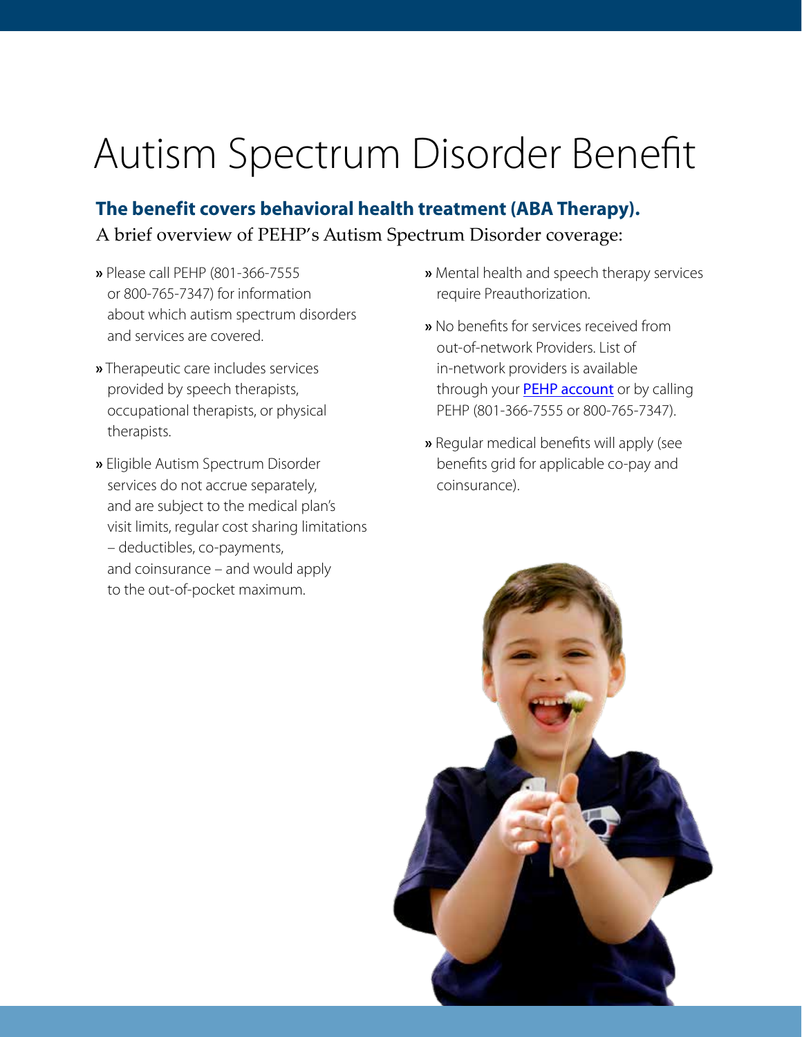# Autism Spectrum Disorder Benefit

## The benefit covers behavioral health treatment (ABA Therapy).

A brief overview of PEHP's Autism Spectrum Disorder coverage:

- Please call PEHP (801-366-7555 or 800-765-7347) for information about which autism spectrum disorders and services are covered.
- Therapeutic care includes services provided by speech therapists, occupational therapists, or physical therapists.
- Eligible Autism Spectrum Disorder services do not accrue separately, and are subject to the medical plan's visit limits, regular cost sharing limitations – deductibles, co-payments, and coinsurance – and would apply to the out-of-pocket maximum.
- Mental health and speech therapy services require Preauthorization.
- No benefits for services received from out-of-network Providers. List of in-network providers is available through your PEHP account or by calling PEHP (801-366-7555 or 800-765-7347).
- Regular medical benefits will apply (see benefits grid for applicable co-pay and coinsurance).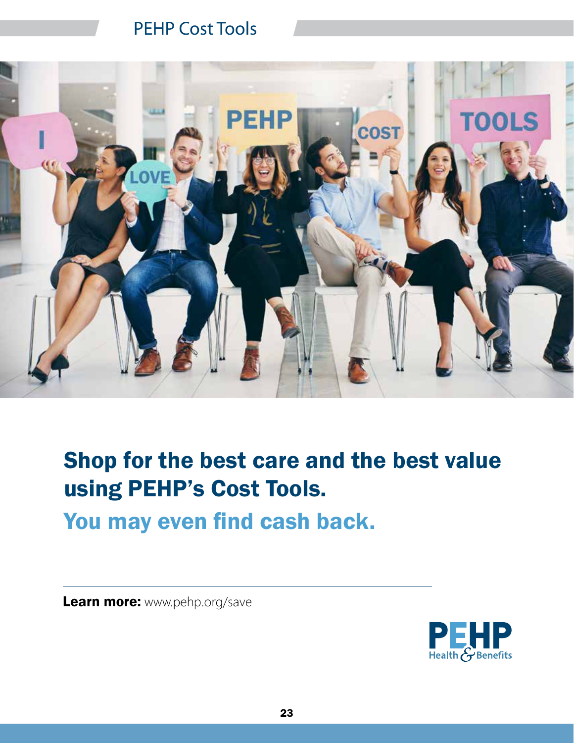## PEHP Cost Tools

# Shop for the best care and the best value using PEHP's Cost Tools.

## You may even find cash back.

**Learn more:** www.pehp.org/save

PEHP Health & Benefits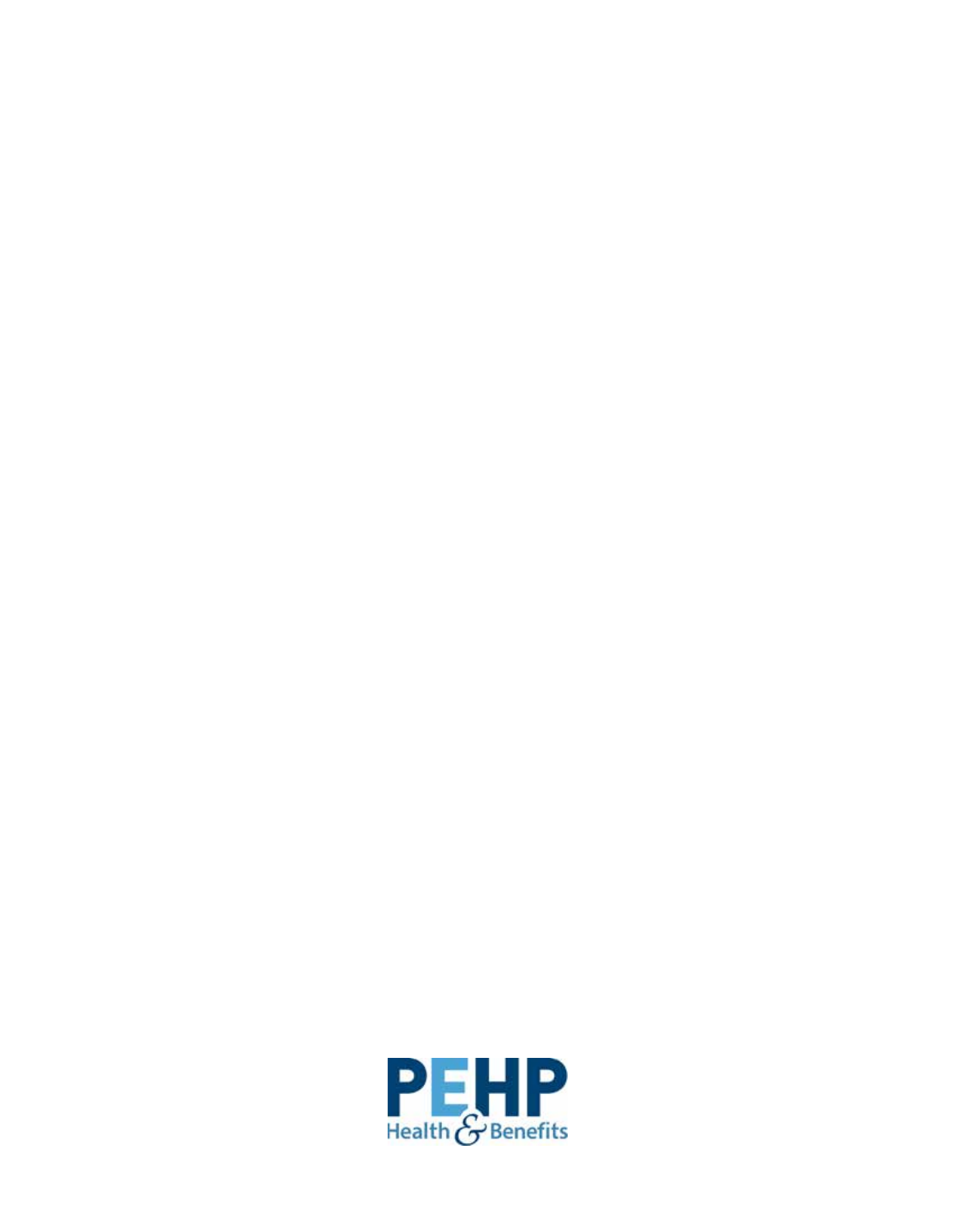PEHP

Health & Benefits